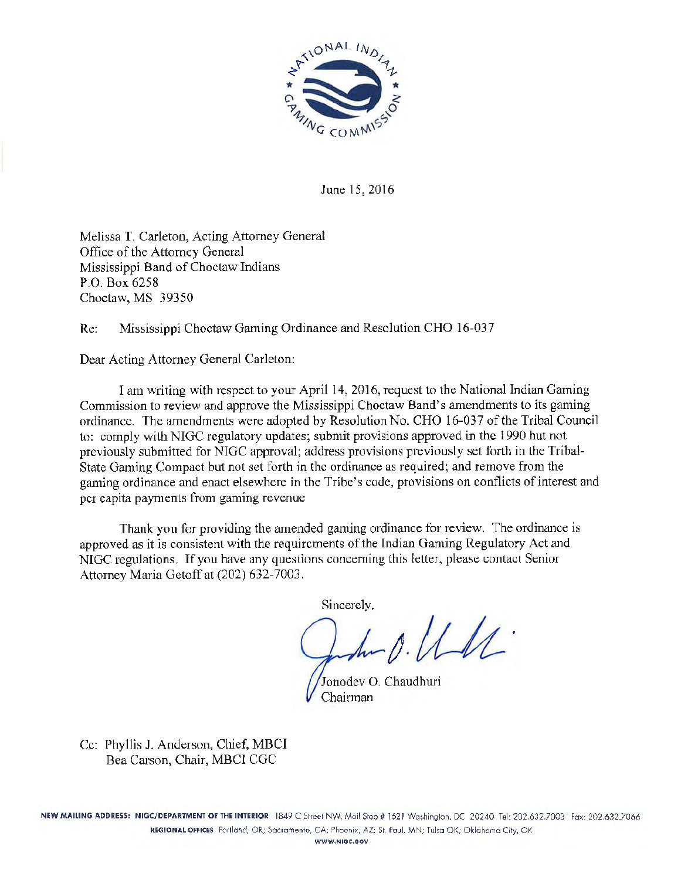June 15, 2016

Melissa T. Carleton, Acting Attorney General
Office of the Attorney General
Mississippi Band of Choctaw Indians
P.O. Box 6258
Choctaw, MS 39350

Re: Mississippi Choctaw Gaming Ordinance and Resolution CHO 16-037

Dear Acting Attorney General Carleton:

I am writing with respect to your April 14, 2016, request to the National Indian Gaming Commission to review and approve the Mississippi Choctaw Band's amendments to its gaming ordinance. The amendments were adopted by Resolution No. CHO 16-037 of the Tribal Council to: comply with NIGC regulatory updates; submit provisions approved in the 1990 but not previously submitted for NIGC approval; address provisions previously set forth in the Tribal-State Gaming Compact but not set forth in the ordinance as required; and remove from the gaming ordinance and enact elsewhere in the Tribe's code, provisions on conflicts of interest and per capita payments from gaming revenue

Thank you for providing the amended gaming ordinance for review. The ordinance is approved as it is consistent with the requirements of the Indian Gaming Regulatory Act and NIGC regulations. If you have any questions concerning this letter, please contact Senior Attorney Maria Getoff at (202) 632-7003.

Sincerely,

Jonodev O. Chaudhuri
Chairman

Cc: Phyllis J. Anderson, Chief, MBCI
Bea Carson, Chair, MBCI CGC

NEW MAILING ADDRESS: NIGC/DEPARTMENT OF THE INTERIOR 1849 C Street NW, Mail Stop # 1621 Washington, DC 20240 Tel: 202.632.7003 Fax: 202.632.7066
REGIONAL OFFICES Portland, OR; Sacramento, CA; Phoenix, AZ; St. Paul, MN; Tulsa OK; Oklahoma City, OK
WWW.NIGC.GOV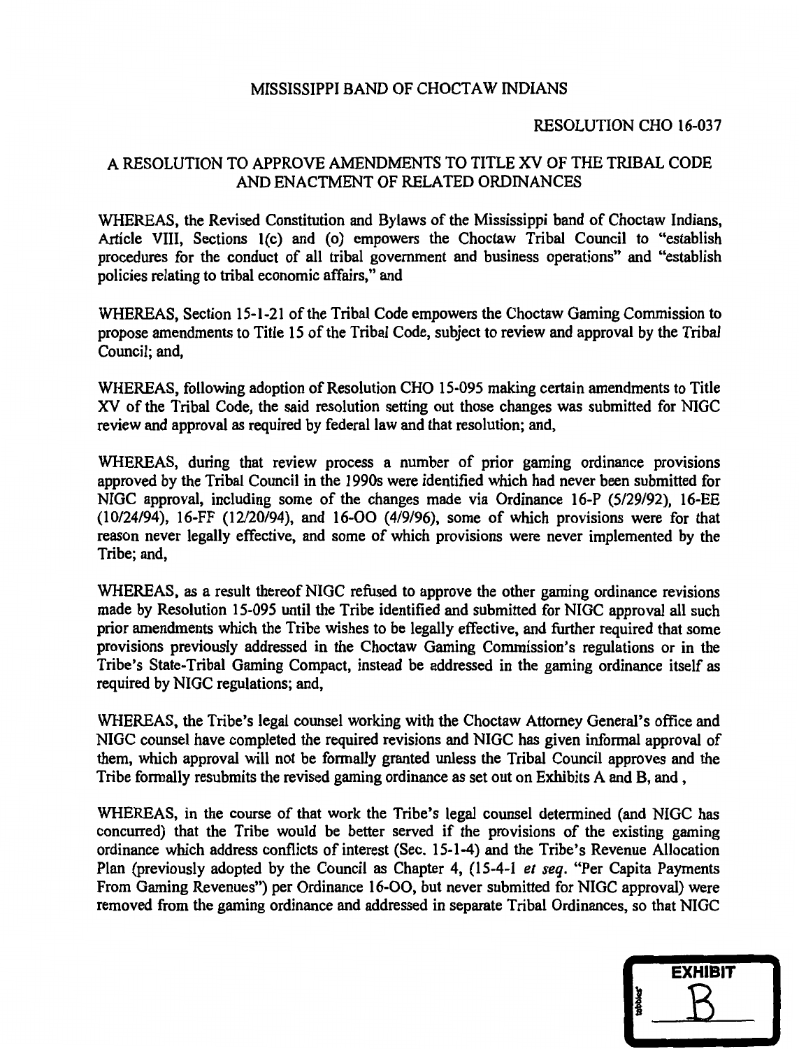MISSISSIPPI BAND OF CHOCTAW INDIANS

RESOLUTION CHO 16-037

A RESOLUTION TO APPROVE AMENDMENTS TO TITLE XV OF THE TRIBAL CODE AND ENACTMENT OF RELATED ORDINANCES

WHEREAS, the Revised Constitution and Bylaws of the Mississippi band of Choctaw Indians, Article VIII, Sections 1(c) and (o) empowers the Choctaw Tribal Council to "establish procedures for the conduct of all tribal government and business operations" and "establish policies relating to tribal economic affairs," and

WHEREAS, Section 15-1-21 of the Tribal Code empowers the Choctaw Gaming Commission to propose amendments to Title 15 of the Tribal Code, subject to review and approval by the Tribal Council; and,

WHEREAS, following adoption of Resolution CHO 15-095 making certain amendments to Title XV of the Tribal Code, the said resolution setting out those changes was submitted for NIGC review and approval as required by federal law and that resolution; and,

WHEREAS, during that review process a number of prior gaming ordinance provisions approved by the Tribal Council in the 1990s were identified which had never been submitted for NIGC approval, including some of the changes made via Ordinance 16-P (5/29/92), 16-EE (10/24/94), 16-FF (12/20/94), and 16-OO (4/9/96), some of which provisions were for that reason never legally effective, and some of which provisions were never implemented by the Tribe; and,

WHEREAS, as a result thereof NIGC refused to approve the other gaming ordinance revisions made by Resolution 15-095 until the Tribe identified and submitted for NIGC approval all such prior amendments which the Tribe wishes to be legally effective, and further required that some provisions previously addressed in the Choctaw Gaming Commission's regulations or in the Tribe's State-Tribal Gaming Compact, instead be addressed in the gaming ordinance itself as required by NIGC regulations; and,

WHEREAS, the Tribe's legal counsel working with the Choctaw Attorney General's office and NIGC counsel have completed the required revisions and NIGC has given informal approval of them, which approval will not be formally granted unless the Tribal Council approves and the Tribe formally resubmits the revised gaming ordinance as set out on Exhibits A and B, and ,

WHEREAS, in the course of that work the Tribe's legal counsel determined (and NIGC has concurred) that the Tribe would be better served if the provisions of the existing gaming ordinance which address conflicts of interest (Sec. 15-1-4) and the Tribe's Revenue Allocation Plan (previously adopted by the Council as Chapter 4, (15-4-1 *et seq.* "Per Capita Payments From Gaming Revenues") per Ordinance 16-OO, but never submitted for NIGC approval) were removed from the gaming ordinance and addressed in separate Tribal Ordinances, so that NIGC

EXHIBIT B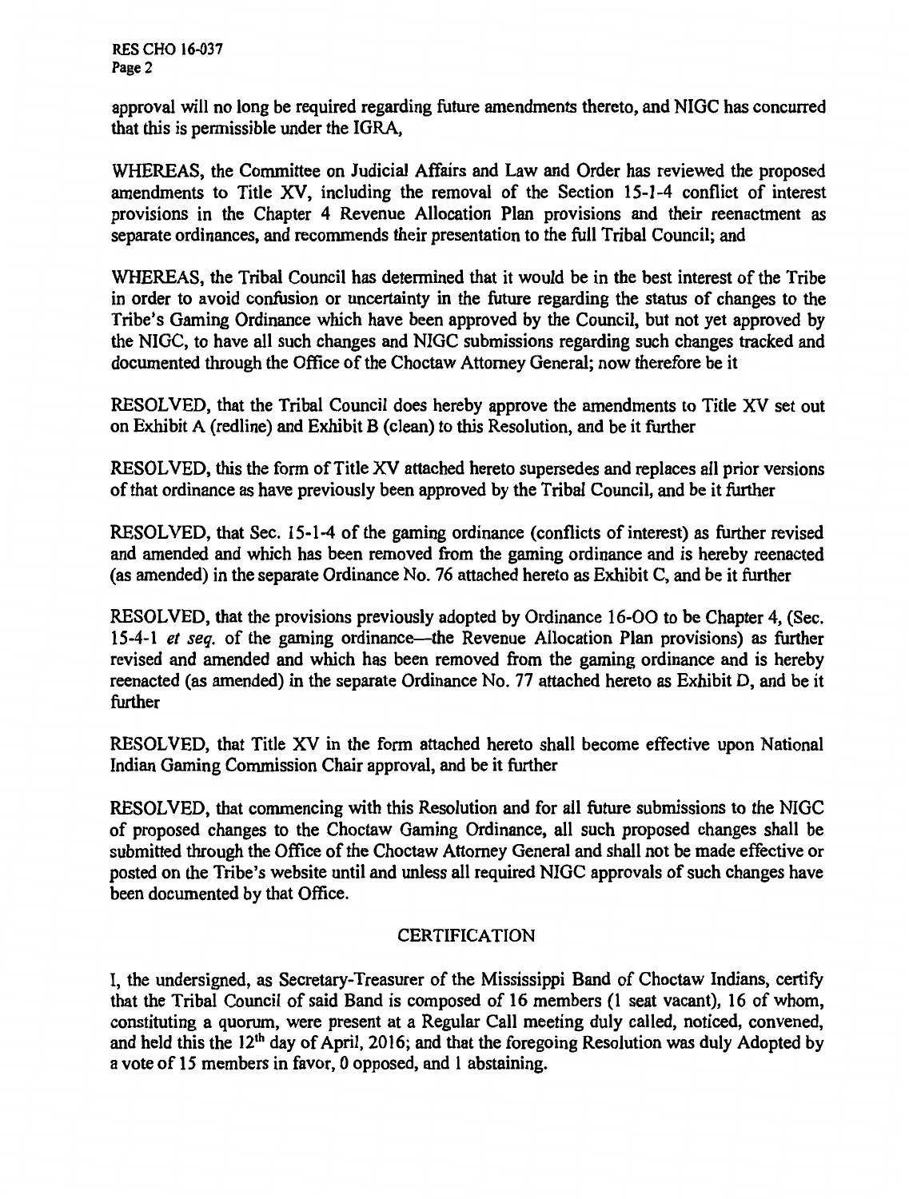approval will no long be required regarding future amendments thereto, and NIGC has concurred that this is permissible under the IGRA,

WHEREAS, the Committee on Judicial Affairs and Law and Order has reviewed the proposed amendments to Title XV, including the removal of the Section 15-1-4 conflict of interest provisions in the Chapter 4 Revenue Allocation Plan provisions and their reenactment as separate ordinances, and recommends their presentation to the full Tribal Council; and

WHEREAS, the Tribal Council has determined that it would be in the best interest of the Tribe in order to avoid confusion or uncertainty in the future regarding the status of changes to the Tribe's Gaming Ordinance which have been approved by the Council, but not yet approved by the NIGC, to have all such changes and NIGC submissions regarding such changes tracked and documented through the Office of the Choctaw Attorney General; now therefore be it

RESOLVED, that the Tribal Council does hereby approve the amendments to Title XV set out on Exhibit A (redline) and Exhibit B (clean) to this Resolution, and be it further

RESOLVED, this the form of Title XV attached hereto supersedes and replaces all prior versions of that ordinance as have previously been approved by the Tribal Council, and be it further

RESOLVED, that Sec. 15-1-4 of the gaming ordinance (conflicts of interest) as further revised and amended and which has been removed from the gaming ordinance and is hereby reenacted (as amended) in the separate Ordinance No. 76 attached hereto as Exhibit C, and be it further

RESOLVED, that the provisions previously adopted by Ordinance 16-OO to be Chapter 4, (Sec. 15-4-1 *et seq.* of the gaming ordinance—the Revenue Allocation Plan provisions) as further revised and amended and which has been removed from the gaming ordinance and is hereby reenacted (as amended) in the separate Ordinance No. 77 attached hereto as Exhibit D, and be it further

RESOLVED, that Title XV in the form attached hereto shall become effective upon National Indian Gaming Commission Chair approval, and be it further

RESOLVED, that commencing with this Resolution and for all future submissions to the NIGC of proposed changes to the Choctaw Gaming Ordinance, all such proposed changes shall be submitted through the Office of the Choctaw Attorney General and shall not be made effective or posted on the Tribe's website until and unless all required NIGC approvals of such changes have been documented by that Office.

## CERTIFICATION

I, the undersigned, as Secretary-Treasurer of the Mississippi Band of Choctaw Indians, certify that the Tribal Council of said Band is composed of 16 members (1 seat vacant), 16 of whom, constituting a quorum, were present at a Regular Call meeting duly called, noticed, convened, and held this the 12th day of April, 2016; and that the foregoing Resolution was duly Adopted by a vote of 15 members in favor, 0 opposed, and 1 abstaining.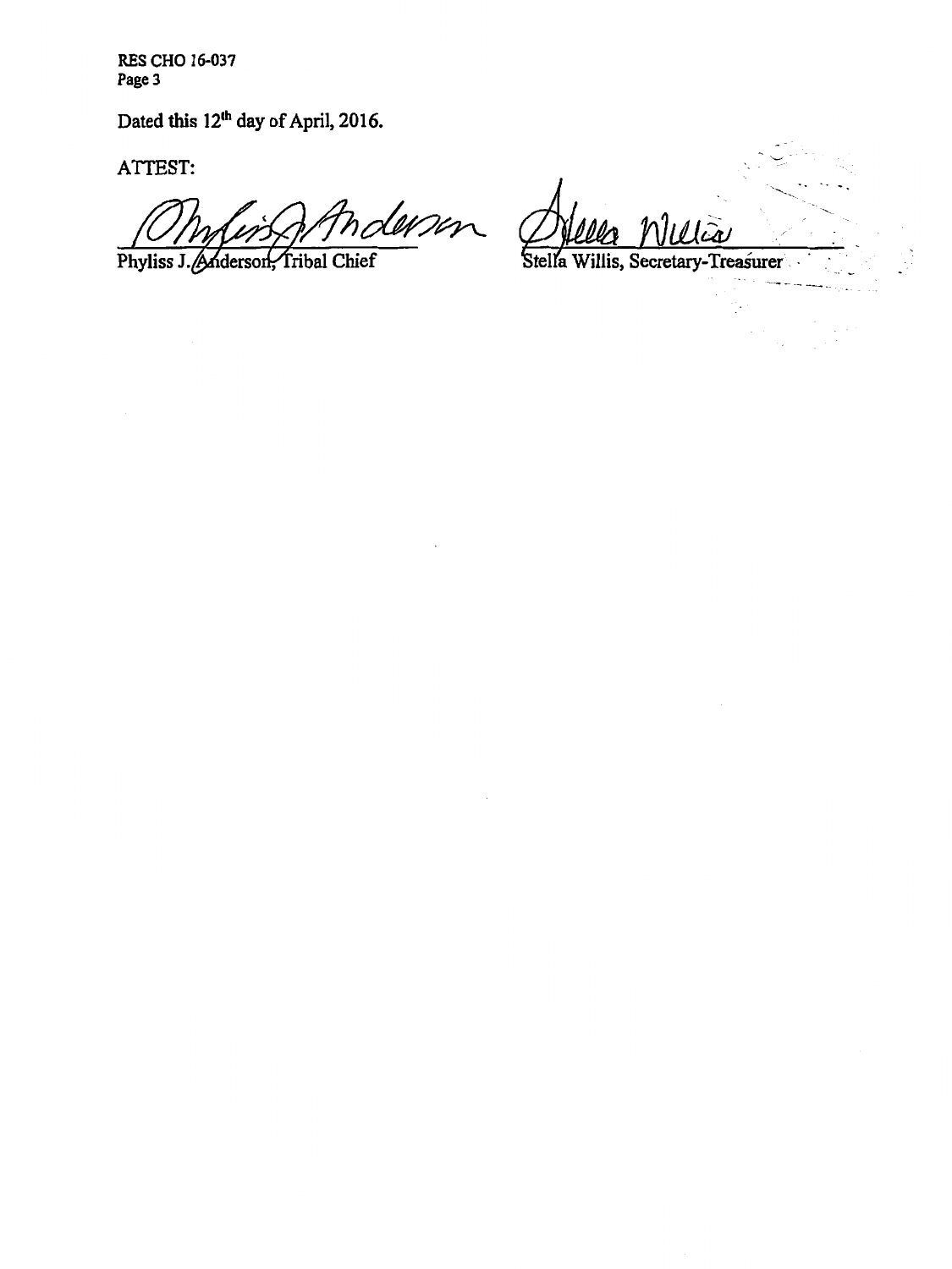RES CHO 16-037
Page 3

Dated this 12th day of April, 2016.

ATTEST:

Phyliss J. Anderson, Tribal Chief

Stella Willis, Secretary-Treasurer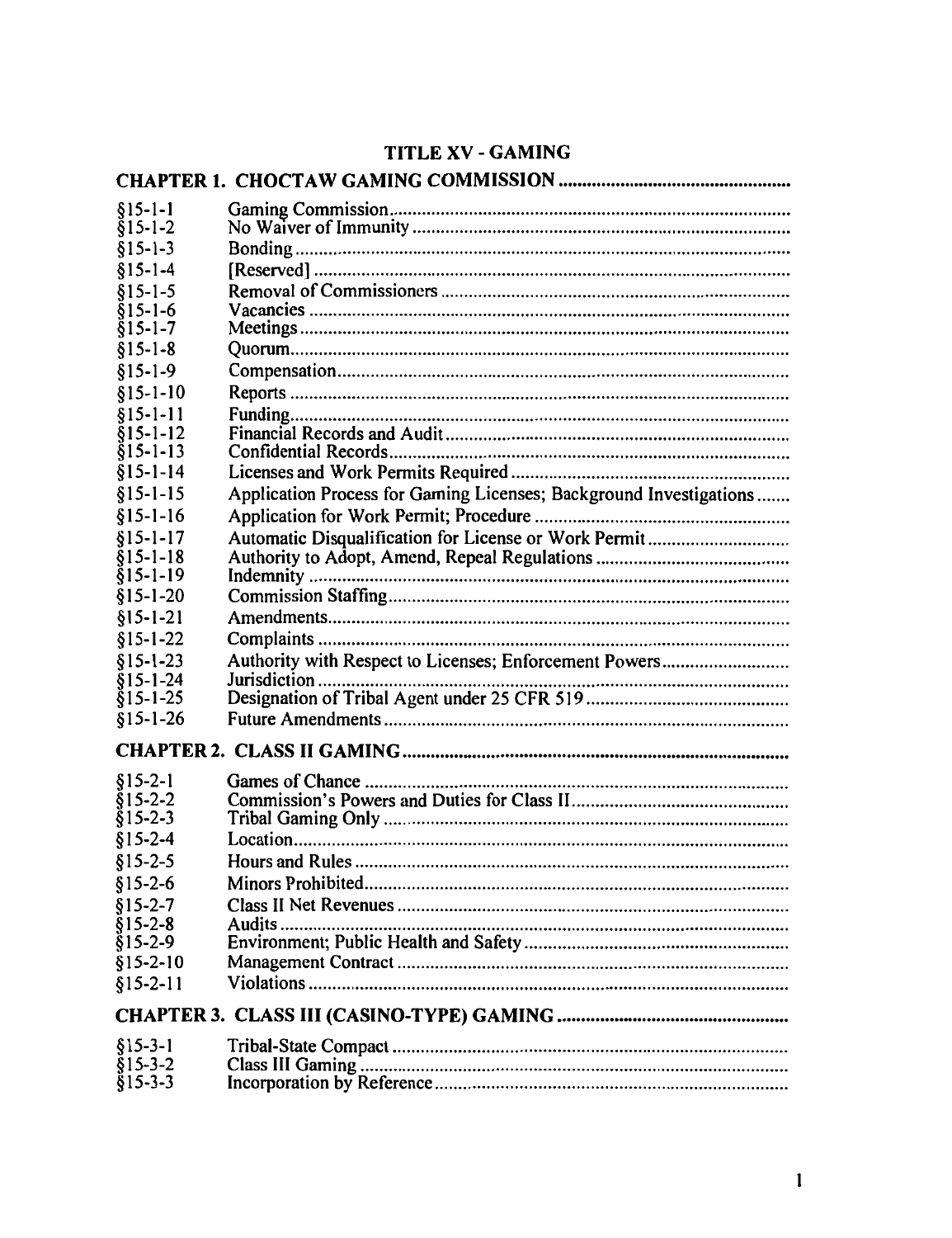# TITLE XV - GAMING

## CHAPTER 1. CHOCTAW GAMING COMMISSION

| | |
|---|---|
| §15-1-1 | Gaming Commission |
| §15-1-2 | No Waiver of Immunity |
| §15-1-3 | Bonding |
| §15-1-4 | [Reserved] |
| §15-1-5 | Removal of Commissioners |
| §15-1-6 | Vacancies |
| §15-1-7 | Meetings |
| §15-1-8 | Quorum |
| §15-1-9 | Compensation |
| §15-1-10 | Reports |
| §15-1-11 | Funding |
| §15-1-12 | Financial Records and Audit |
| §15-1-13 | Confidential Records |
| §15-1-14 | Licenses and Work Permits Required |
| §15-1-15 | Application Process for Gaming Licenses; Background Investigations |
| §15-1-16 | Application for Work Permit; Procedure |
| §15-1-17 | Automatic Disqualification for License or Work Permit |
| §15-1-18 | Authority to Adopt, Amend, Repeal Regulations |
| §15-1-19 | Indemnity |
| §15-1-20 | Commission Staffing |
| §15-1-21 | Amendments |
| §15-1-22 | Complaints |
| §15-1-23 | Authority with Respect to Licenses; Enforcement Powers |
| §15-1-24 | Jurisdiction |
| §15-1-25 | Designation of Tribal Agent under 25 CFR 519 |
| §15-1-26 | Future Amendments |

## CHAPTER 2. CLASS II GAMING

| | |
|---|---|
| §15-2-1 | Games of Chance |
| §15-2-2 | Commission's Powers and Duties for Class II |
| §15-2-3 | Tribal Gaming Only |
| §15-2-4 | Location |
| §15-2-5 | Hours and Rules |
| §15-2-6 | Minors Prohibited |
| §15-2-7 | Class II Net Revenues |
| §15-2-8 | Audits |
| §15-2-9 | Environment; Public Health and Safety |
| §15-2-10 | Management Contract |
| §15-2-11 | Violations |

## CHAPTER 3. CLASS III (CASINO-TYPE) GAMING

| | |
|---|---|
| §15-3-1 | Tribal-State Compact |
| §15-3-2 | Class III Gaming |
| §15-3-3 | Incorporation by Reference |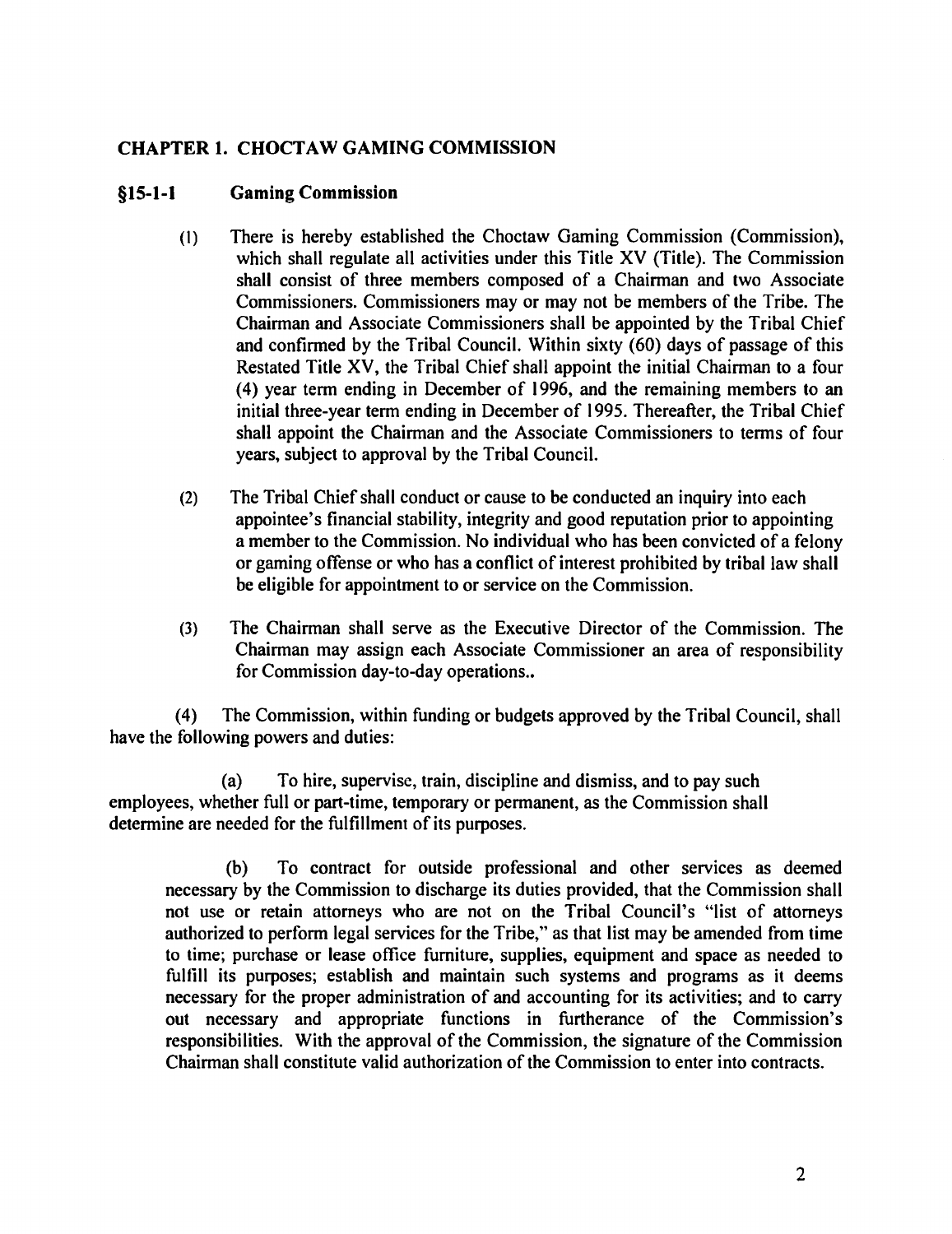## CHAPTER 1. CHOCTAW GAMING COMMISSION

### §15-1-1 Gaming Commission

(1) There is hereby established the Choctaw Gaming Commission (Commission), which shall regulate all activities under this Title XV (Title). The Commission shall consist of three members composed of a Chairman and two Associate Commissioners. Commissioners may or may not be members of the Tribe. The Chairman and Associate Commissioners shall be appointed by the Tribal Chief and confirmed by the Tribal Council. Within sixty (60) days of passage of this Restated Title XV, the Tribal Chief shall appoint the initial Chairman to a four (4) year term ending in December of 1996, and the remaining members to an initial three-year term ending in December of 1995. Thereafter, the Tribal Chief shall appoint the Chairman and the Associate Commissioners to terms of four years, subject to approval by the Tribal Council.

(2) The Tribal Chief shall conduct or cause to be conducted an inquiry into each appointee's financial stability, integrity and good reputation prior to appointing a member to the Commission. No individual who has been convicted of a felony or gaming offense or who has a conflict of interest prohibited by tribal law shall be eligible for appointment to or service on the Commission.

(3) The Chairman shall serve as the Executive Director of the Commission. The Chairman may assign each Associate Commissioner an area of responsibility for Commission day-to-day operations..

(4) The Commission, within funding or budgets approved by the Tribal Council, shall have the following powers and duties:

(a) To hire, supervise, train, discipline and dismiss, and to pay such employees, whether full or part-time, temporary or permanent, as the Commission shall determine are needed for the fulfillment of its purposes.

(b) To contract for outside professional and other services as deemed necessary by the Commission to discharge its duties provided, that the Commission shall not use or retain attorneys who are not on the Tribal Council's "list of attorneys authorized to perform legal services for the Tribe," as that list may be amended from time to time; purchase or lease office furniture, supplies, equipment and space as needed to fulfill its purposes; establish and maintain such systems and programs as it deems necessary for the proper administration of and accounting for its activities; and to carry out necessary and appropriate functions in furtherance of the Commission's responsibilities. With the approval of the Commission, the signature of the Commission Chairman shall constitute valid authorization of the Commission to enter into contracts.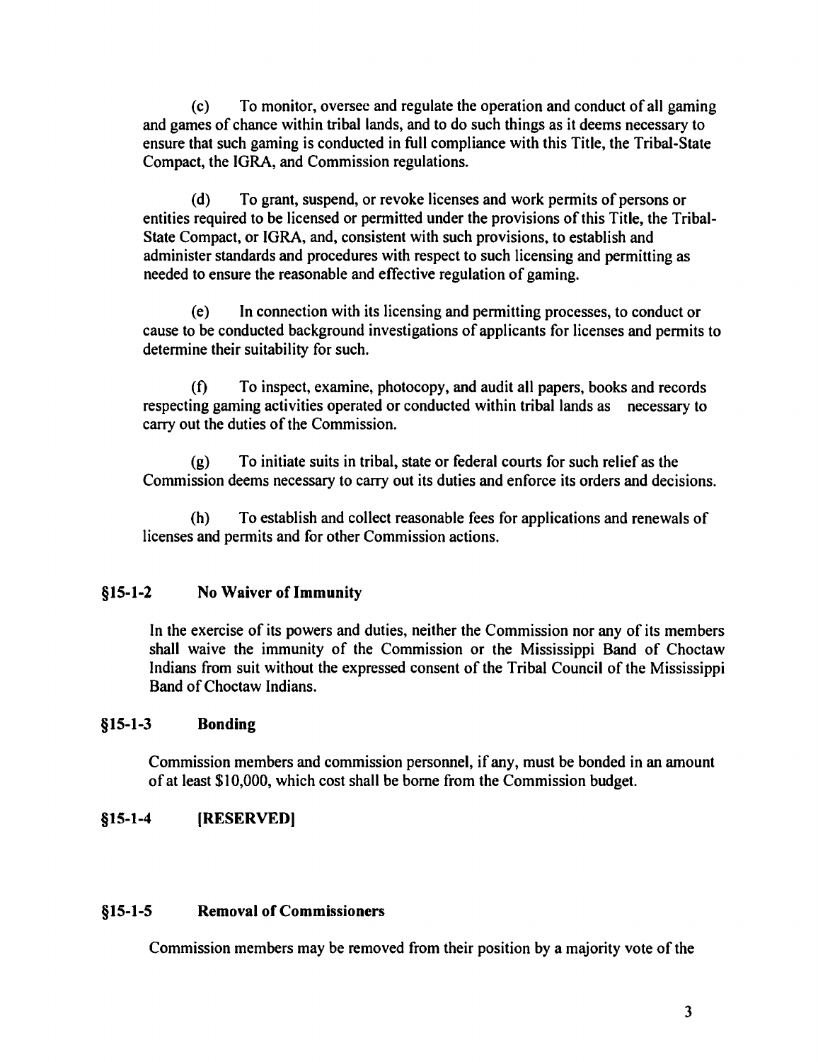(c) To monitor, oversee and regulate the operation and conduct of all gaming and games of chance within tribal lands, and to do such things as it deems necessary to ensure that such gaming is conducted in full compliance with this Title, the Tribal-State Compact, the IGRA, and Commission regulations.

(d) To grant, suspend, or revoke licenses and work permits of persons or entities required to be licensed or permitted under the provisions of this Title, the Tribal-State Compact, or IGRA, and, consistent with such provisions, to establish and administer standards and procedures with respect to such licensing and permitting as needed to ensure the reasonable and effective regulation of gaming.

(e) In connection with its licensing and permitting processes, to conduct or cause to be conducted background investigations of applicants for licenses and permits to determine their suitability for such.

(f) To inspect, examine, photocopy, and audit all papers, books and records respecting gaming activities operated or conducted within tribal lands as necessary to carry out the duties of the Commission.

(g) To initiate suits in tribal, state or federal courts for such relief as the Commission deems necessary to carry out its duties and enforce its orders and decisions.

(h) To establish and collect reasonable fees for applications and renewals of licenses and permits and for other Commission actions.

### §15-1-2 No Waiver of Immunity

In the exercise of its powers and duties, neither the Commission nor any of its members shall waive the immunity of the Commission or the Mississippi Band of Choctaw Indians from suit without the expressed consent of the Tribal Council of the Mississippi Band of Choctaw Indians.

### §15-1-3 Bonding

Commission members and commission personnel, if any, must be bonded in an amount of at least $10,000, which cost shall be borne from the Commission budget.

### §15-1-4 [RESERVED]

### §15-1-5 Removal of Commissioners

Commission members may be removed from their position by a majority vote of the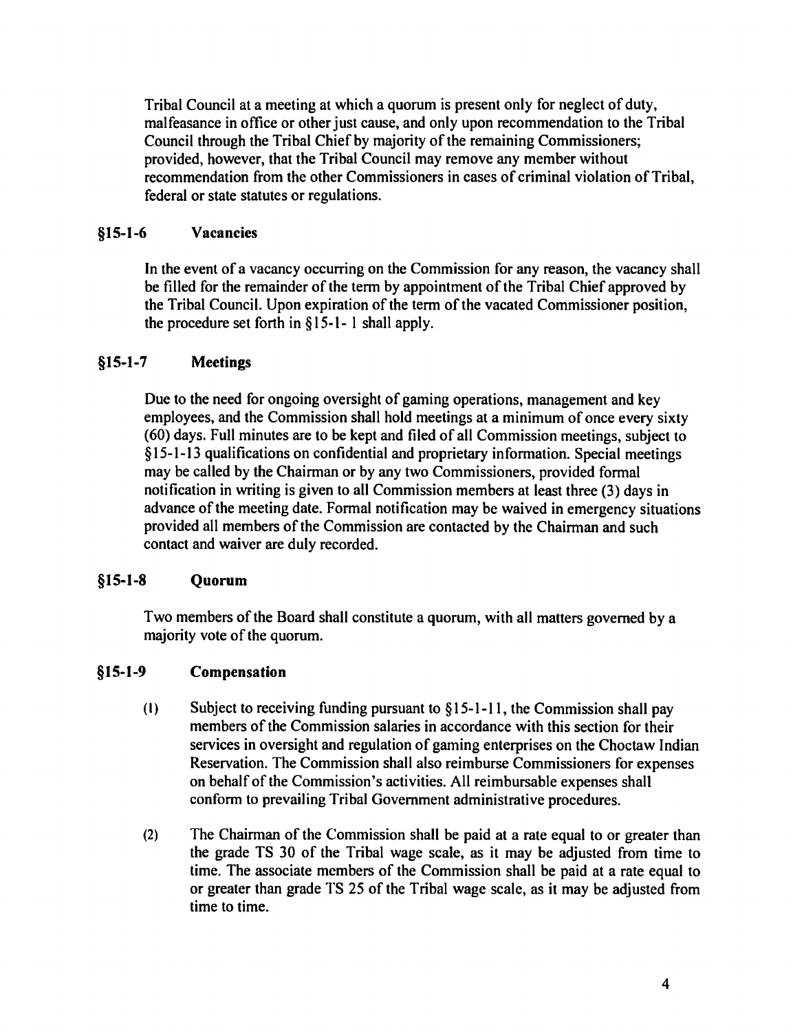Tribal Council at a meeting at which a quorum is present only for neglect of duty, malfeasance in office or other just cause, and only upon recommendation to the Tribal Council through the Tribal Chief by majority of the remaining Commissioners; provided, however, that the Tribal Council may remove any member without recommendation from the other Commissioners in cases of criminal violation of Tribal, federal or state statutes or regulations.

### §15-1-6 Vacancies

In the event of a vacancy occurring on the Commission for any reason, the vacancy shall be filled for the remainder of the term by appointment of the Tribal Chief approved by the Tribal Council. Upon expiration of the term of the vacated Commissioner position, the procedure set forth in §15-1- 1 shall apply.

### §15-1-7 Meetings

Due to the need for ongoing oversight of gaming operations, management and key employees, and the Commission shall hold meetings at a minimum of once every sixty (60) days. Full minutes are to be kept and filed of all Commission meetings, subject to §15-1-13 qualifications on confidential and proprietary information. Special meetings may be called by the Chairman or by any two Commissioners, provided formal notification in writing is given to all Commission members at least three (3) days in advance of the meeting date. Formal notification may be waived in emergency situations provided all members of the Commission are contacted by the Chairman and such contact and waiver are duly recorded.

### §15-1-8 Quorum

Two members of the Board shall constitute a quorum, with all matters governed by a majority vote of the quorum.

### §15-1-9 Compensation

(1) Subject to receiving funding pursuant to §15-1-11, the Commission shall pay members of the Commission salaries in accordance with this section for their services in oversight and regulation of gaming enterprises on the Choctaw Indian Reservation. The Commission shall also reimburse Commissioners for expenses on behalf of the Commission's activities. All reimbursable expenses shall conform to prevailing Tribal Government administrative procedures.

(2) The Chairman of the Commission shall be paid at a rate equal to or greater than the grade TS 30 of the Tribal wage scale, as it may be adjusted from time to time. The associate members of the Commission shall be paid at a rate equal to or greater than grade TS 25 of the Tribal wage scale, as it may be adjusted from time to time.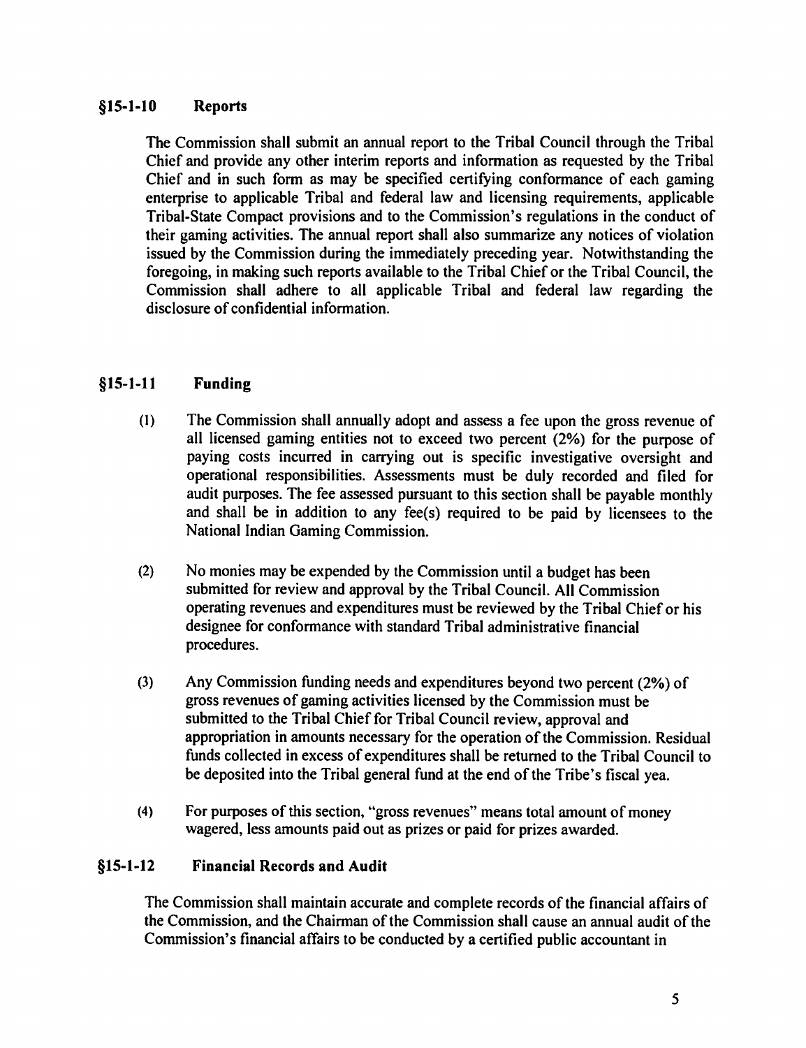### §15-1-10 Reports

The Commission shall submit an annual report to the Tribal Council through the Tribal Chief and provide any other interim reports and information as requested by the Tribal Chief and in such form as may be specified certifying conformance of each gaming enterprise to applicable Tribal and federal law and licensing requirements, applicable Tribal-State Compact provisions and to the Commission's regulations in the conduct of their gaming activities. The annual report shall also summarize any notices of violation issued by the Commission during the immediately preceding year. Notwithstanding the foregoing, in making such reports available to the Tribal Chief or the Tribal Council, the Commission shall adhere to all applicable Tribal and federal law regarding the disclosure of confidential information.

### §15-1-11 Funding

(1) The Commission shall annually adopt and assess a fee upon the gross revenue of all licensed gaming entities not to exceed two percent (2%) for the purpose of paying costs incurred in carrying out is specific investigative oversight and operational responsibilities. Assessments must be duly recorded and filed for audit purposes. The fee assessed pursuant to this section shall be payable monthly and shall be in addition to any fee(s) required to be paid by licensees to the National Indian Gaming Commission.

(2) No monies may be expended by the Commission until a budget has been submitted for review and approval by the Tribal Council. All Commission operating revenues and expenditures must be reviewed by the Tribal Chief or his designee for conformance with standard Tribal administrative financial procedures.

(3) Any Commission funding needs and expenditures beyond two percent (2%) of gross revenues of gaming activities licensed by the Commission must be submitted to the Tribal Chief for Tribal Council review, approval and appropriation in amounts necessary for the operation of the Commission. Residual funds collected in excess of expenditures shall be returned to the Tribal Council to be deposited into the Tribal general fund at the end of the Tribe's fiscal yea.

(4) For purposes of this section, "gross revenues" means total amount of money wagered, less amounts paid out as prizes or paid for prizes awarded.

### §15-1-12 Financial Records and Audit

The Commission shall maintain accurate and complete records of the financial affairs of the Commission, and the Chairman of the Commission shall cause an annual audit of the Commission's financial affairs to be conducted by a certified public accountant in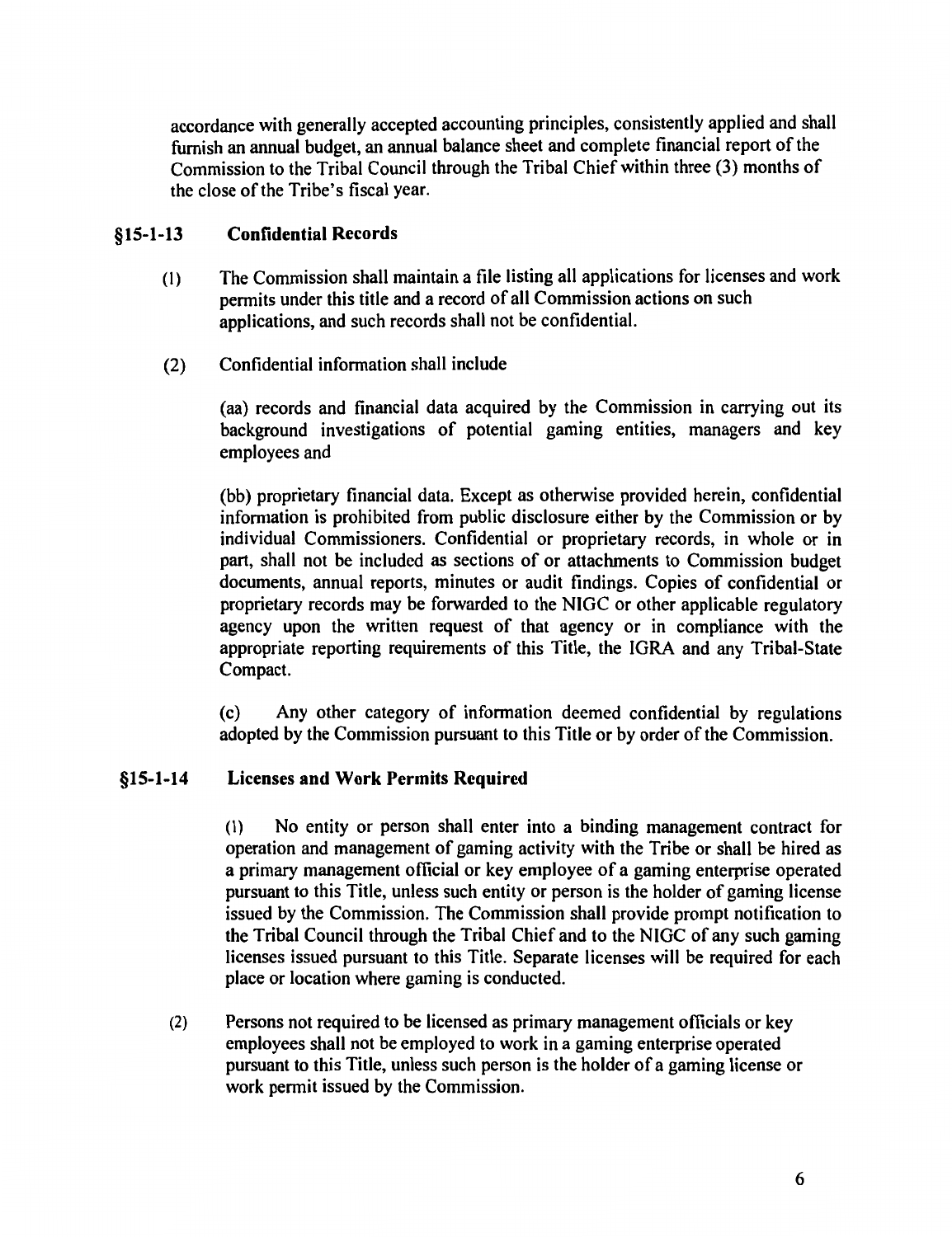accordance with generally accepted accounting principles, consistently applied and shall furnish an annual budget, an annual balance sheet and complete financial report of the Commission to the Tribal Council through the Tribal Chief within three (3) months of the close of the Tribe's fiscal year.

## §15-1-13 Confidential Records

(1) The Commission shall maintain a file listing all applications for licenses and work permits under this title and a record of all Commission actions on such applications, and such records shall not be confidential.

(2) Confidential information shall include

(aa) records and financial data acquired by the Commission in carrying out its background investigations of potential gaming entities, managers and key employees and

(bb) proprietary financial data. Except as otherwise provided herein, confidential information is prohibited from public disclosure either by the Commission or by individual Commissioners. Confidential or proprietary records, in whole or in part, shall not be included as sections of or attachments to Commission budget documents, annual reports, minutes or audit findings. Copies of confidential or proprietary records may be forwarded to the NIGC or other applicable regulatory agency upon the written request of that agency or in compliance with the appropriate reporting requirements of this Title, the IGRA and any Tribal-State Compact.

(c) Any other category of information deemed confidential by regulations adopted by the Commission pursuant to this Title or by order of the Commission.

## §15-1-14 Licenses and Work Permits Required

(1) No entity or person shall enter into a binding management contract for operation and management of gaming activity with the Tribe or shall be hired as a primary management official or key employee of a gaming enterprise operated pursuant to this Title, unless such entity or person is the holder of gaming license issued by the Commission. The Commission shall provide prompt notification to the Tribal Council through the Tribal Chief and to the NIGC of any such gaming licenses issued pursuant to this Title. Separate licenses will be required for each place or location where gaming is conducted.

(2) Persons not required to be licensed as primary management officials or key employees shall not be employed to work in a gaming enterprise operated pursuant to this Title, unless such person is the holder of a gaming license or work permit issued by the Commission.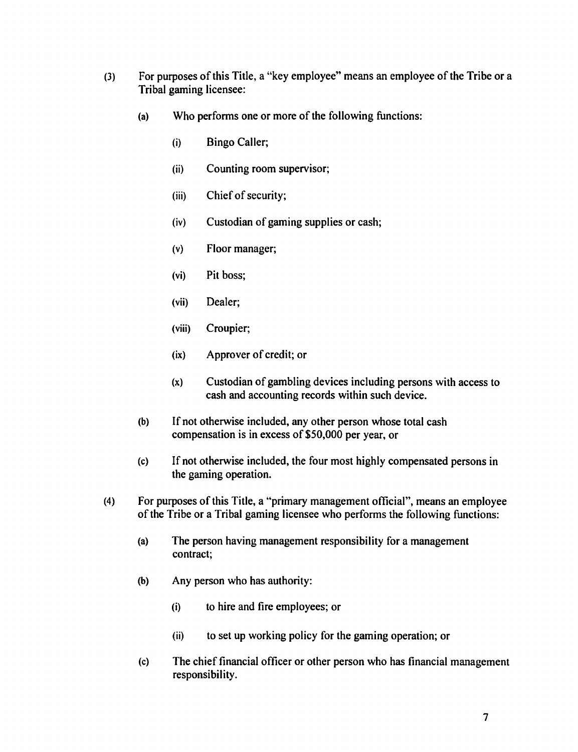(3) For purposes of this Title, a "key employee" means an employee of the Tribe or a Tribal gaming licensee:

(a) Who performs one or more of the following functions:

(i) Bingo Caller;

(ii) Counting room supervisor;

(iii) Chief of security;

(iv) Custodian of gaming supplies or cash;

(v) Floor manager;

(vi) Pit boss;

(vii) Dealer;

(viii) Croupier;

(ix) Approver of credit; or

(x) Custodian of gambling devices including persons with access to cash and accounting records within such device.

(b) If not otherwise included, any other person whose total cash compensation is in excess of $50,000 per year, or

(c) If not otherwise included, the four most highly compensated persons in the gaming operation.

(4) For purposes of this Title, a "primary management official", means an employee of the Tribe or a Tribal gaming licensee who performs the following functions:

(a) The person having management responsibility for a management contract;

(b) Any person who has authority:

(i) to hire and fire employees; or

(ii) to set up working policy for the gaming operation; or

(c) The chief financial officer or other person who has financial management responsibility.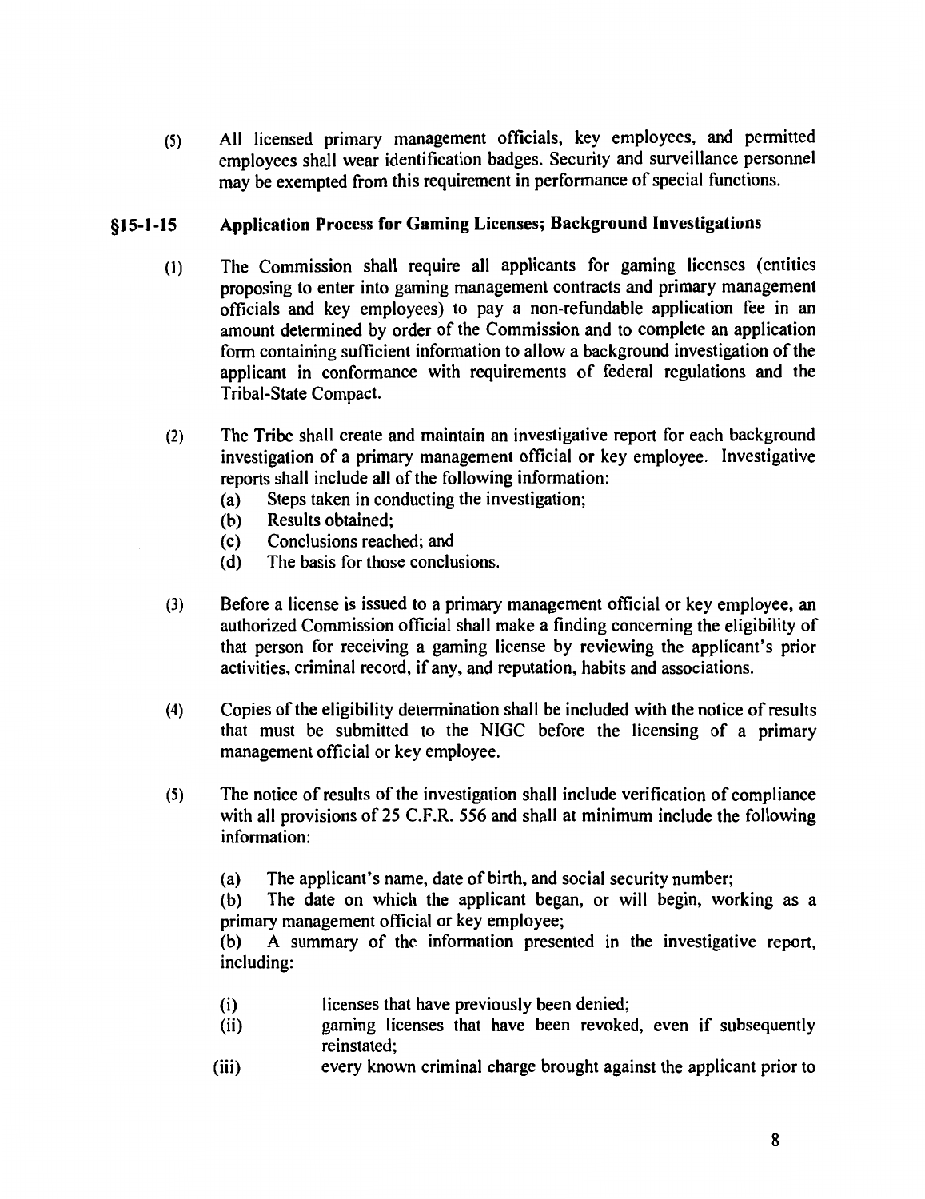(5) All licensed primary management officials, key employees, and permitted employees shall wear identification badges. Security and surveillance personnel may be exempted from this requirement in performance of special functions.

## §15-1-15 Application Process for Gaming Licenses; Background Investigations

(1) The Commission shall require all applicants for gaming licenses (entities proposing to enter into gaming management contracts and primary management officials and key employees) to pay a non-refundable application fee in an amount determined by order of the Commission and to complete an application form containing sufficient information to allow a background investigation of the applicant in conformance with requirements of federal regulations and the Tribal-State Compact.

(2) The Tribe shall create and maintain an investigative report for each background investigation of a primary management official or key employee. Investigative reports shall include all of the following information:
   - (a) Steps taken in conducting the investigation;
   - (b) Results obtained;
   - (c) Conclusions reached; and
   - (d) The basis for those conclusions.

(3) Before a license is issued to a primary management official or key employee, an authorized Commission official shall make a finding concerning the eligibility of that person for receiving a gaming license by reviewing the applicant's prior activities, criminal record, if any, and reputation, habits and associations.

(4) Copies of the eligibility determination shall be included with the notice of results that must be submitted to the NIGC before the licensing of a primary management official or key employee.

(5) The notice of results of the investigation shall include verification of compliance with all provisions of 25 C.F.R. 556 and shall at minimum include the following information:

   (a) The applicant's name, date of birth, and social security number;

   (b) The date on which the applicant began, or will begin, working as a primary management official or key employee;

   (b) A summary of the information presented in the investigative report, including:

   - (i) licenses that have previously been denied;
   - (ii) gaming licenses that have been revoked, even if subsequently reinstated;
   - (iii) every known criminal charge brought against the applicant prior to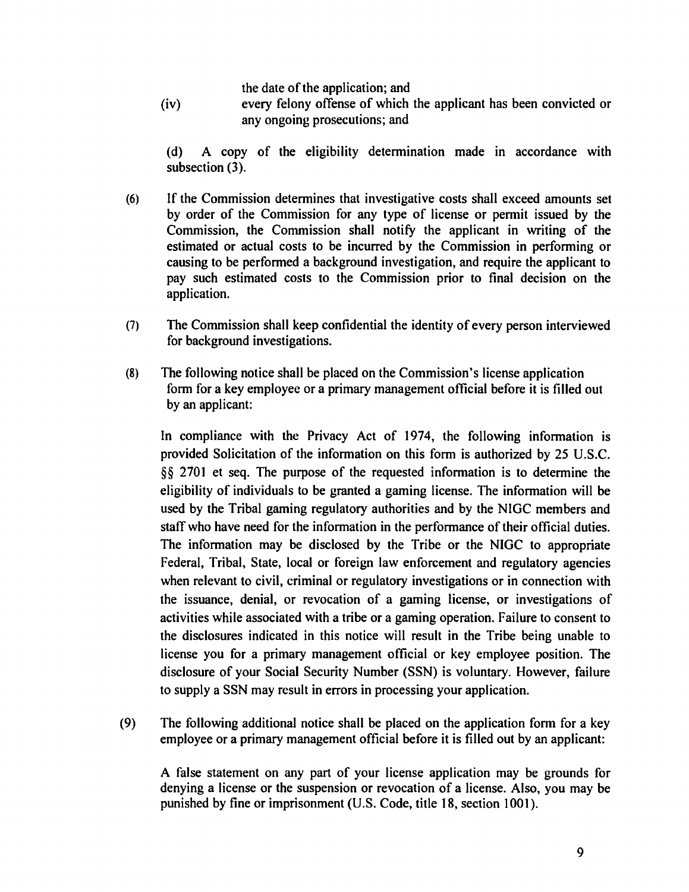the date of the application; and

(iv) every felony offense of which the applicant has been convicted or any ongoing prosecutions; and

(d) A copy of the eligibility determination made in accordance with subsection (3).

(6) If the Commission determines that investigative costs shall exceed amounts set by order of the Commission for any type of license or permit issued by the Commission, the Commission shall notify the applicant in writing of the estimated or actual costs to be incurred by the Commission in performing or causing to be performed a background investigation, and require the applicant to pay such estimated costs to the Commission prior to final decision on the application.

(7) The Commission shall keep confidential the identity of every person interviewed for background investigations.

(8) The following notice shall be placed on the Commission's license application form for a key employee or a primary management official before it is filled out by an applicant:

In compliance with the Privacy Act of 1974, the following information is provided Solicitation of the information on this form is authorized by 25 U.S.C. §§ 2701 et seq. The purpose of the requested information is to determine the eligibility of individuals to be granted a gaming license. The information will be used by the Tribal gaming regulatory authorities and by the NIGC members and staff who have need for the information in the performance of their official duties. The information may be disclosed by the Tribe or the NIGC to appropriate Federal, Tribal, State, local or foreign law enforcement and regulatory agencies when relevant to civil, criminal or regulatory investigations or in connection with the issuance, denial, or revocation of a gaming license, or investigations of activities while associated with a tribe or a gaming operation. Failure to consent to the disclosures indicated in this notice will result in the Tribe being unable to license you for a primary management official or key employee position. The disclosure of your Social Security Number (SSN) is voluntary. However, failure to supply a SSN may result in errors in processing your application.

(9) The following additional notice shall be placed on the application form for a key employee or a primary management official before it is filled out by an applicant:

A false statement on any part of your license application may be grounds for denying a license or the suspension or revocation of a license. Also, you may be punished by fine or imprisonment (U.S. Code, title 18, section 1001).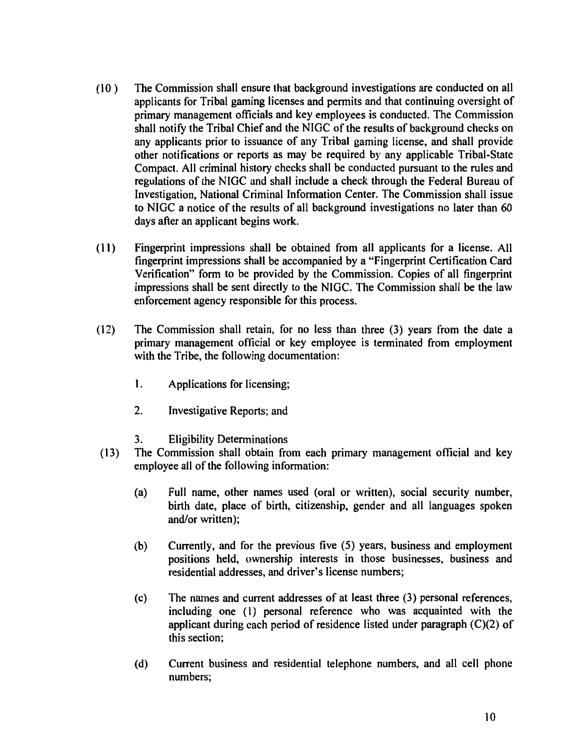(10) The Commission shall ensure that background investigations are conducted on all applicants for Tribal gaming licenses and permits and that continuing oversight of primary management officials and key employees is conducted. The Commission shall notify the Tribal Chief and the NIGC of the results of background checks on any applicants prior to issuance of any Tribal gaming license, and shall provide other notifications or reports as may be required by any applicable Tribal-State Compact. All criminal history checks shall be conducted pursuant to the rules and regulations of the NIGC and shall include a check through the Federal Bureau of Investigation, National Criminal Information Center. The Commission shall issue to NIGC a notice of the results of all background investigations no later than 60 days after an applicant begins work.

(11) Fingerprint impressions shall be obtained from all applicants for a license. All fingerprint impressions shall be accompanied by a "Fingerprint Certification Card Verification" form to be provided by the Commission. Copies of all fingerprint impressions shall be sent directly to the NIGC. The Commission shall be the law enforcement agency responsible for this process.

(12) The Commission shall retain, for no less than three (3) years from the date a primary management official or key employee is terminated from employment with the Tribe, the following documentation:

1. Applications for licensing;
2. Investigative Reports; and
3. Eligibility Determinations

(13) The Commission shall obtain from each primary management official and key employee all of the following information:

(a) Full name, other names used (oral or written), social security number, birth date, place of birth, citizenship, gender and all languages spoken and/or written);

(b) Currently, and for the previous five (5) years, business and employment positions held, ownership interests in those businesses, business and residential addresses, and driver's license numbers;

(c) The names and current addresses of at least three (3) personal references, including one (1) personal reference who was acquainted with the applicant during each period of residence listed under paragraph (C)(2) of this section;

(d) Current business and residential telephone numbers, and all cell phone numbers;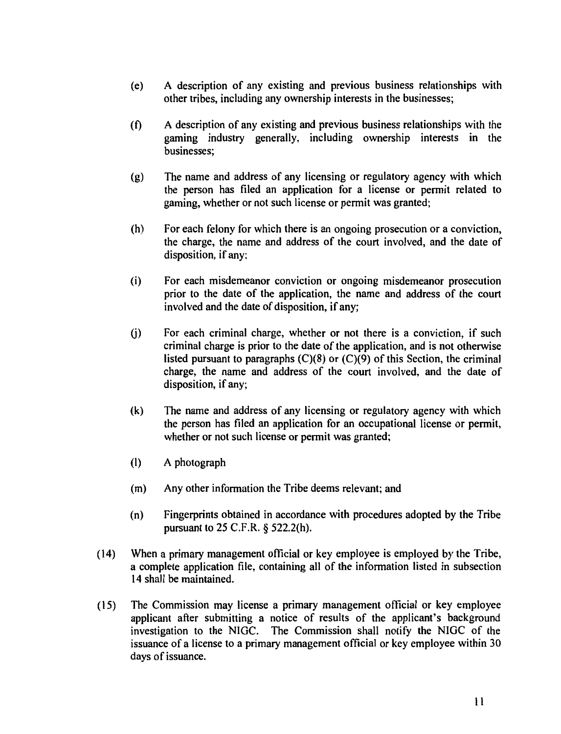(e) A description of any existing and previous business relationships with other tribes, including any ownership interests in the businesses;

(f) A description of any existing and previous business relationships with the gaming industry generally, including ownership interests in the businesses;

(g) The name and address of any licensing or regulatory agency with which the person has filed an application for a license or permit related to gaming, whether or not such license or permit was granted;

(h) For each felony for which there is an ongoing prosecution or a conviction, the charge, the name and address of the court involved, and the date of disposition, if any;

(i) For each misdemeanor conviction or ongoing misdemeanor prosecution prior to the date of the application, the name and address of the court involved and the date of disposition, if any;

(j) For each criminal charge, whether or not there is a conviction, if such criminal charge is prior to the date of the application, and is not otherwise listed pursuant to paragraphs (C)(8) or (C)(9) of this Section, the criminal charge, the name and address of the court involved, and the date of disposition, if any;

(k) The name and address of any licensing or regulatory agency with which the person has filed an application for an occupational license or permit, whether or not such license or permit was granted;

(l) A photograph

(m) Any other information the Tribe deems relevant; and

(n) Fingerprints obtained in accordance with procedures adopted by the Tribe pursuant to 25 C.F.R. § 522.2(h).

(14) When a primary management official or key employee is employed by the Tribe, a complete application file, containing all of the information listed in subsection 14 shall be maintained.

(15) The Commission may license a primary management official or key employee applicant after submitting a notice of results of the applicant's background investigation to the NIGC. The Commission shall notify the NIGC of the issuance of a license to a primary management official or key employee within 30 days of issuance.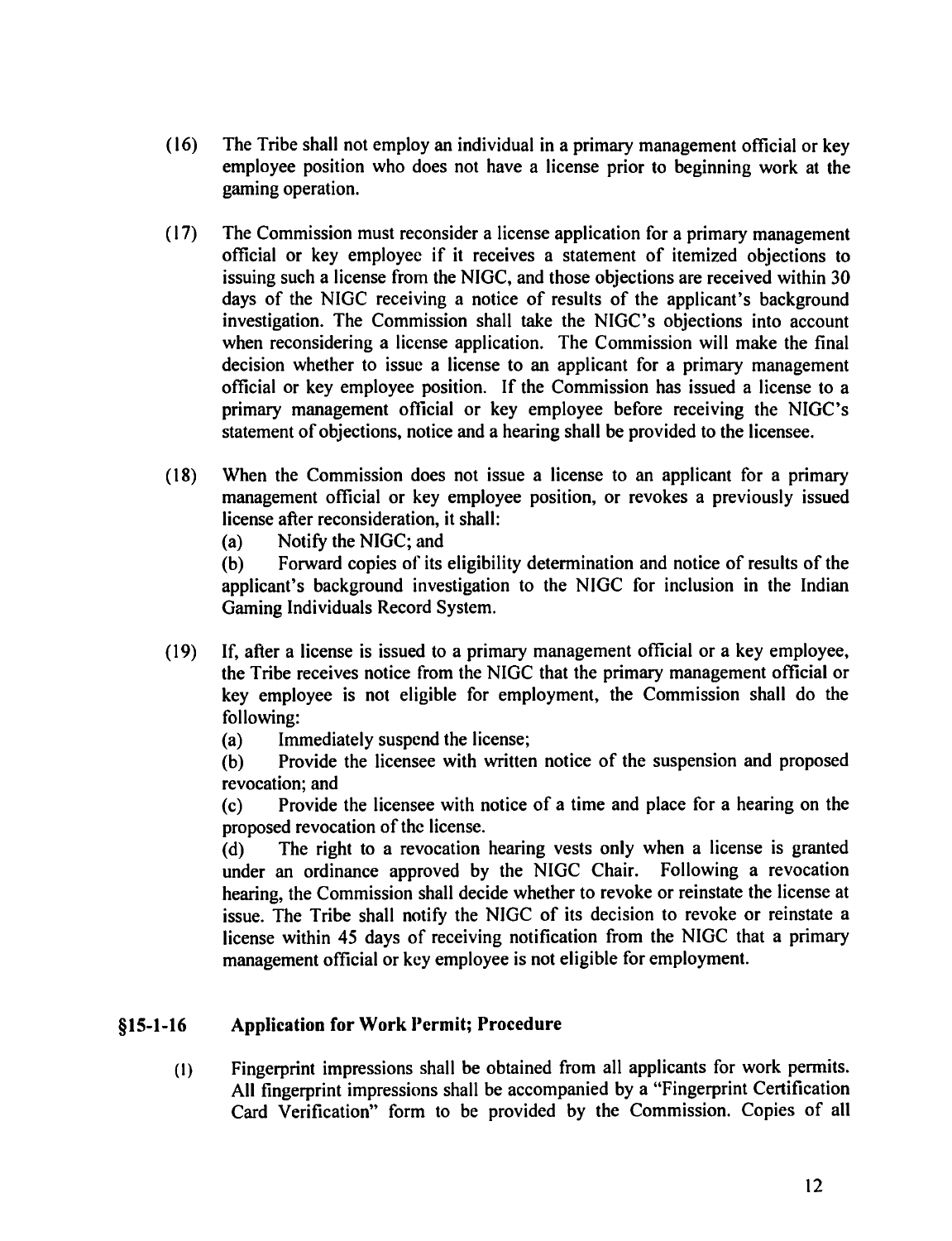(16) The Tribe shall not employ an individual in a primary management official or key employee position who does not have a license prior to beginning work at the gaming operation.

(17) The Commission must reconsider a license application for a primary management official or key employee if it receives a statement of itemized objections to issuing such a license from the NIGC, and those objections are received within 30 days of the NIGC receiving a notice of results of the applicant's background investigation. The Commission shall take the NIGC's objections into account when reconsidering a license application. The Commission will make the final decision whether to issue a license to an applicant for a primary management official or key employee position. If the Commission has issued a license to a primary management official or key employee before receiving the NIGC's statement of objections, notice and a hearing shall be provided to the licensee.

(18) When the Commission does not issue a license to an applicant for a primary management official or key employee position, or revokes a previously issued license after reconsideration, it shall:

(a) Notify the NIGC; and

(b) Forward copies of its eligibility determination and notice of results of the applicant's background investigation to the NIGC for inclusion in the Indian Gaming Individuals Record System.

(19) If, after a license is issued to a primary management official or a key employee, the Tribe receives notice from the NIGC that the primary management official or key employee is not eligible for employment, the Commission shall do the following:

(a) Immediately suspend the license;

(b) Provide the licensee with written notice of the suspension and proposed revocation; and

(c) Provide the licensee with notice of a time and place for a hearing on the proposed revocation of the license.

(d) The right to a revocation hearing vests only when a license is granted under an ordinance approved by the NIGC Chair. Following a revocation hearing, the Commission shall decide whether to revoke or reinstate the license at issue. The Tribe shall notify the NIGC of its decision to revoke or reinstate a license within 45 days of receiving notification from the NIGC that a primary management official or key employee is not eligible for employment.

## §15-1-16 Application for Work Permit; Procedure

(1) Fingerprint impressions shall be obtained from all applicants for work permits. All fingerprint impressions shall be accompanied by a "Fingerprint Certification Card Verification" form to be provided by the Commission. Copies of all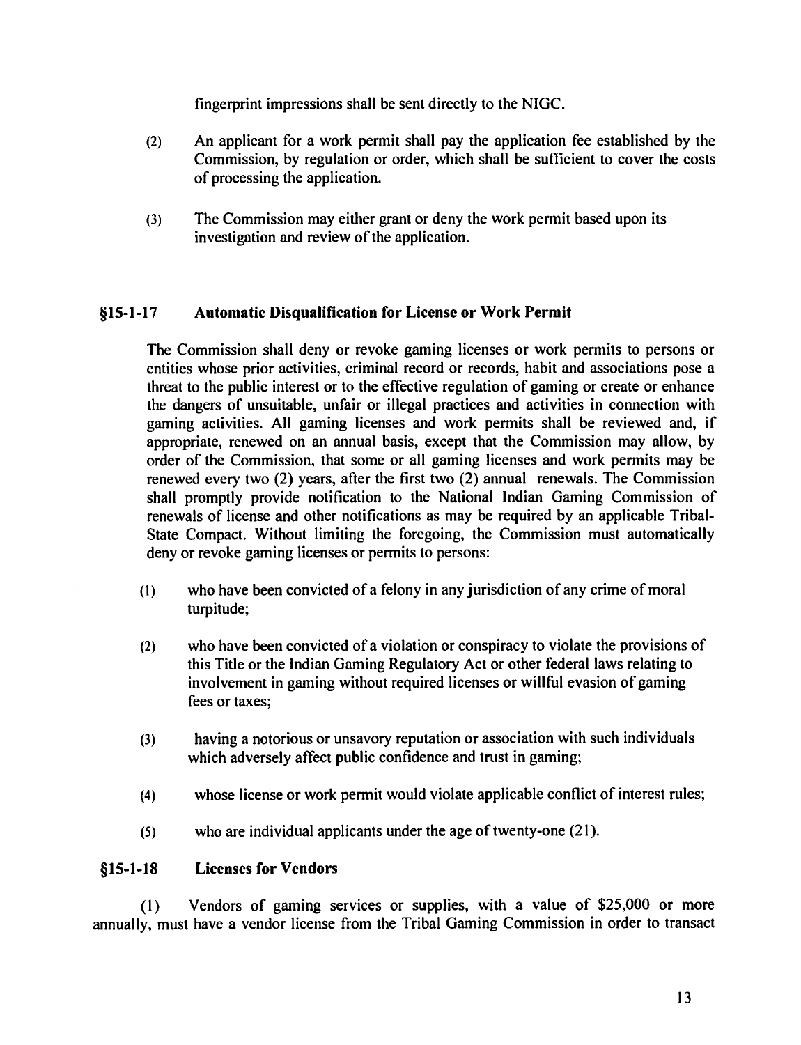fingerprint impressions shall be sent directly to the NIGC.

(2) An applicant for a work permit shall pay the application fee established by the Commission, by regulation or order, which shall be sufficient to cover the costs of processing the application.

(3) The Commission may either grant or deny the work permit based upon its investigation and review of the application.

## §15-1-17 Automatic Disqualification for License or Work Permit

The Commission shall deny or revoke gaming licenses or work permits to persons or entities whose prior activities, criminal record or records, habit and associations pose a threat to the public interest or to the effective regulation of gaming or create or enhance the dangers of unsuitable, unfair or illegal practices and activities in connection with gaming activities. All gaming licenses and work permits shall be reviewed and, if appropriate, renewed on an annual basis, except that the Commission may allow, by order of the Commission, that some or all gaming licenses and work permits may be renewed every two (2) years, after the first two (2) annual renewals. The Commission shall promptly provide notification to the National Indian Gaming Commission of renewals of license and other notifications as may be required by an applicable Tribal-State Compact. Without limiting the foregoing, the Commission must automatically deny or revoke gaming licenses or permits to persons:

(1) who have been convicted of a felony in any jurisdiction of any crime of moral turpitude;

(2) who have been convicted of a violation or conspiracy to violate the provisions of this Title or the Indian Gaming Regulatory Act or other federal laws relating to involvement in gaming without required licenses or willful evasion of gaming fees or taxes;

(3) having a notorious or unsavory reputation or association with such individuals which adversely affect public confidence and trust in gaming;

(4) whose license or work permit would violate applicable conflict of interest rules;

(5) who are individual applicants under the age of twenty-one (21).

## §15-1-18 Licenses for Vendors

(1) Vendors of gaming services or supplies, with a value of $25,000 or more annually, must have a vendor license from the Tribal Gaming Commission in order to transact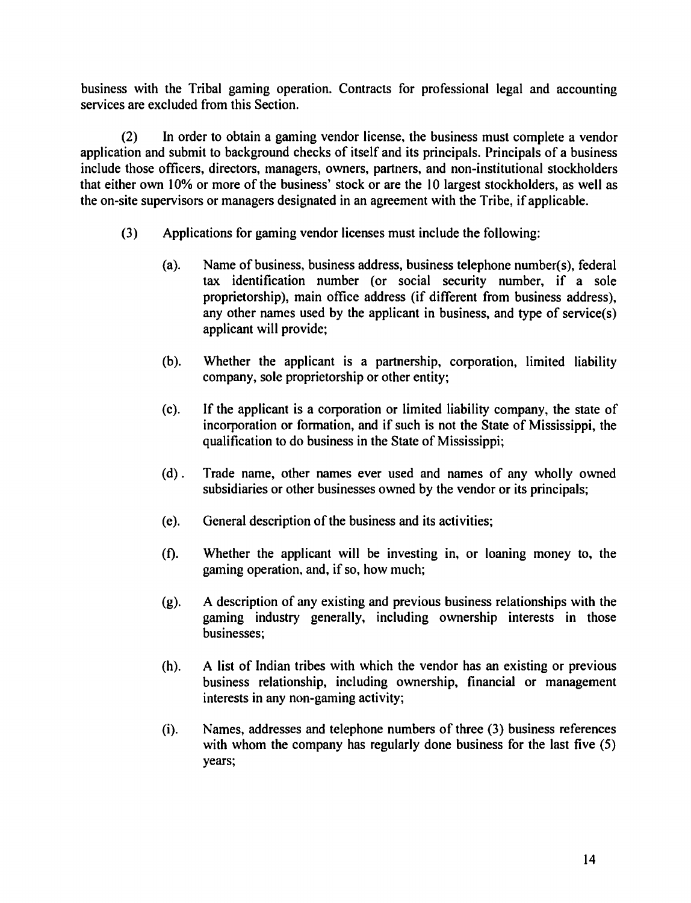business with the Tribal gaming operation. Contracts for professional legal and accounting services are excluded from this Section.

(2) In order to obtain a gaming vendor license, the business must complete a vendor application and submit to background checks of itself and its principals. Principals of a business include those officers, directors, managers, owners, partners, and non-institutional stockholders that either own 10% or more of the business' stock or are the 10 largest stockholders, as well as the on-site supervisors or managers designated in an agreement with the Tribe, if applicable.

(3) Applications for gaming vendor licenses must include the following:

(a). Name of business, business address, business telephone number(s), federal tax identification number (or social security number, if a sole proprietorship), main office address (if different from business address), any other names used by the applicant in business, and type of service(s) applicant will provide;

(b). Whether the applicant is a partnership, corporation, limited liability company, sole proprietorship or other entity;

(c). If the applicant is a corporation or limited liability company, the state of incorporation or formation, and if such is not the State of Mississippi, the qualification to do business in the State of Mississippi;

(d). Trade name, other names ever used and names of any wholly owned subsidiaries or other businesses owned by the vendor or its principals;

(e). General description of the business and its activities;

(f). Whether the applicant will be investing in, or loaning money to, the gaming operation, and, if so, how much;

(g). A description of any existing and previous business relationships with the gaming industry generally, including ownership interests in those businesses;

(h). A list of Indian tribes with which the vendor has an existing or previous business relationship, including ownership, financial or management interests in any non-gaming activity;

(i). Names, addresses and telephone numbers of three (3) business references with whom the company has regularly done business for the last five (5) years;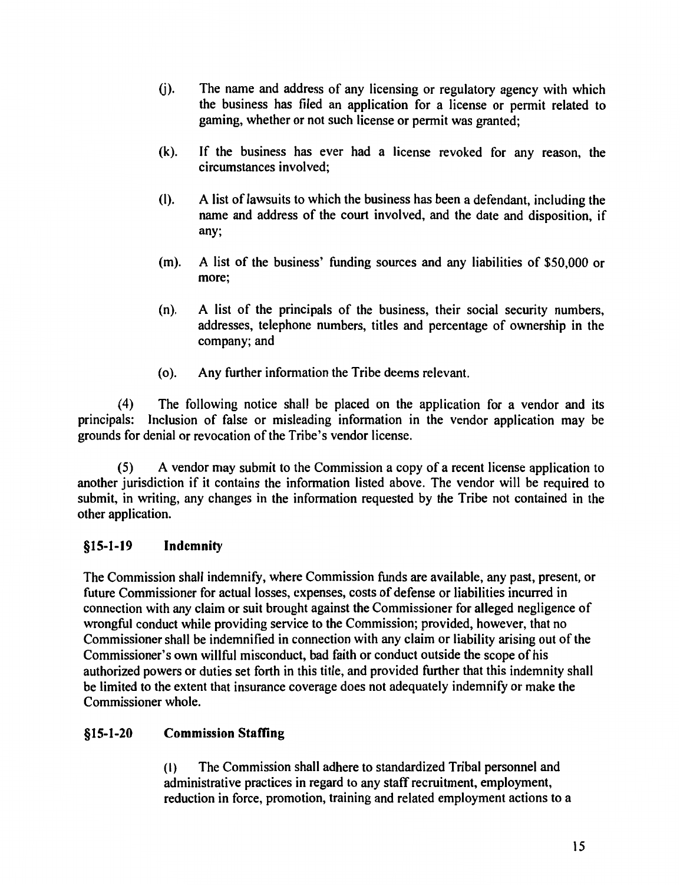(j). The name and address of any licensing or regulatory agency with which the business has filed an application for a license or permit related to gaming, whether or not such license or permit was granted;

(k). If the business has ever had a license revoked for any reason, the circumstances involved;

(l). A list of lawsuits to which the business has been a defendant, including the name and address of the court involved, and the date and disposition, if any;

(m). A list of the business' funding sources and any liabilities of $50,000 or more;

(n). A list of the principals of the business, their social security numbers, addresses, telephone numbers, titles and percentage of ownership in the company; and

(o). Any further information the Tribe deems relevant.

(4) The following notice shall be placed on the application for a vendor and its principals: Inclusion of false or misleading information in the vendor application may be grounds for denial or revocation of the Tribe's vendor license.

(5) A vendor may submit to the Commission a copy of a recent license application to another jurisdiction if it contains the information listed above. The vendor will be required to submit, in writing, any changes in the information requested by the Tribe not contained in the other application.

### §15-1-19 Indemnity

The Commission shall indemnify, where Commission funds are available, any past, present, or future Commissioner for actual losses, expenses, costs of defense or liabilities incurred in connection with any claim or suit brought against the Commissioner for alleged negligence of wrongful conduct while providing service to the Commission; provided, however, that no Commissioner shall be indemnified in connection with any claim or liability arising out of the Commissioner's own willful misconduct, bad faith or conduct outside the scope of his authorized powers or duties set forth in this title, and provided further that this indemnity shall be limited to the extent that insurance coverage does not adequately indemnify or make the Commissioner whole.

### §15-1-20 Commission Staffing

(1) The Commission shall adhere to standardized Tribal personnel and administrative practices in regard to any staff recruitment, employment, reduction in force, promotion, training and related employment actions to a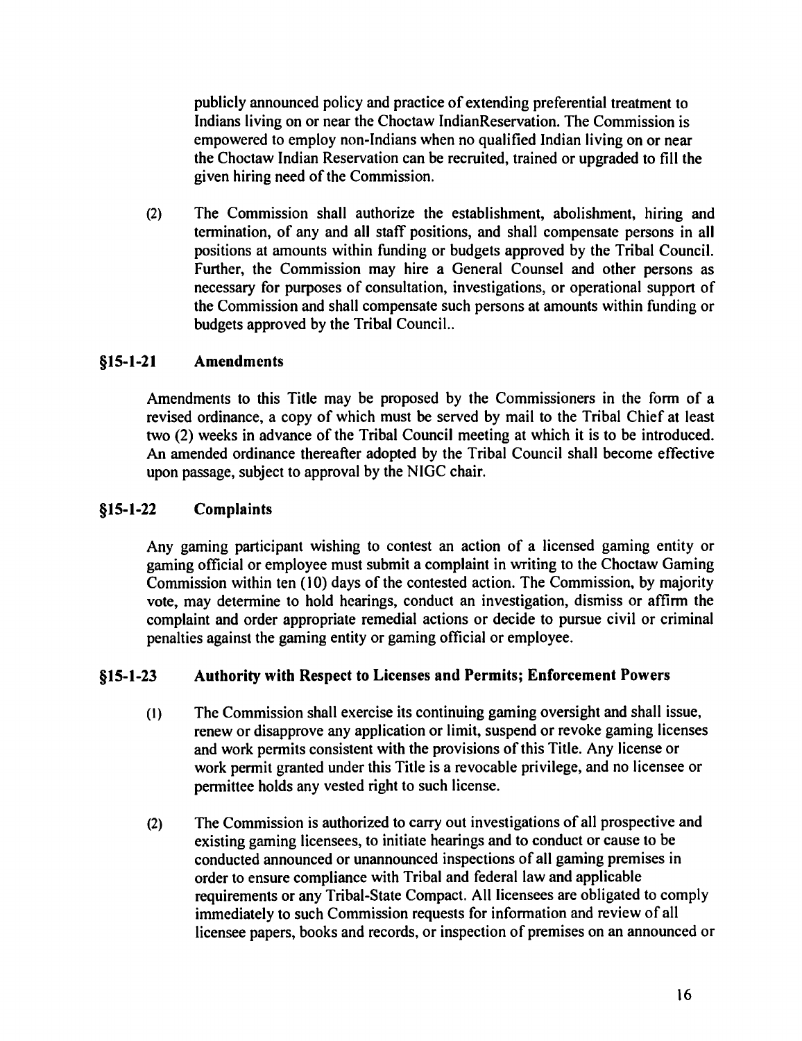publicly announced policy and practice of extending preferential treatment to Indians living on or near the Choctaw IndianReservation. The Commission is empowered to employ non-Indians when no qualified Indian living on or near the Choctaw Indian Reservation can be recruited, trained or upgraded to fill the given hiring need of the Commission.

(2) The Commission shall authorize the establishment, abolishment, hiring and termination, of any and all staff positions, and shall compensate persons in all positions at amounts within funding or budgets approved by the Tribal Council. Further, the Commission may hire a General Counsel and other persons as necessary for purposes of consultation, investigations, or operational support of the Commission and shall compensate such persons at amounts within funding or budgets approved by the Tribal Council..

## §15-1-21 Amendments

Amendments to this Title may be proposed by the Commissioners in the form of a revised ordinance, a copy of which must be served by mail to the Tribal Chief at least two (2) weeks in advance of the Tribal Council meeting at which it is to be introduced. An amended ordinance thereafter adopted by the Tribal Council shall become effective upon passage, subject to approval by the NIGC chair.

## §15-1-22 Complaints

Any gaming participant wishing to contest an action of a licensed gaming entity or gaming official or employee must submit a complaint in writing to the Choctaw Gaming Commission within ten (10) days of the contested action. The Commission, by majority vote, may determine to hold hearings, conduct an investigation, dismiss or affirm the complaint and order appropriate remedial actions or decide to pursue civil or criminal penalties against the gaming entity or gaming official or employee.

## §15-1-23 Authority with Respect to Licenses and Permits; Enforcement Powers

(1) The Commission shall exercise its continuing gaming oversight and shall issue, renew or disapprove any application or limit, suspend or revoke gaming licenses and work permits consistent with the provisions of this Title. Any license or work permit granted under this Title is a revocable privilege, and no licensee or permittee holds any vested right to such license.

(2) The Commission is authorized to carry out investigations of all prospective and existing gaming licensees, to initiate hearings and to conduct or cause to be conducted announced or unannounced inspections of all gaming premises in order to ensure compliance with Tribal and federal law and applicable requirements or any Tribal-State Compact. All licensees are obligated to comply immediately to such Commission requests for information and review of all licensee papers, books and records, or inspection of premises on an announced or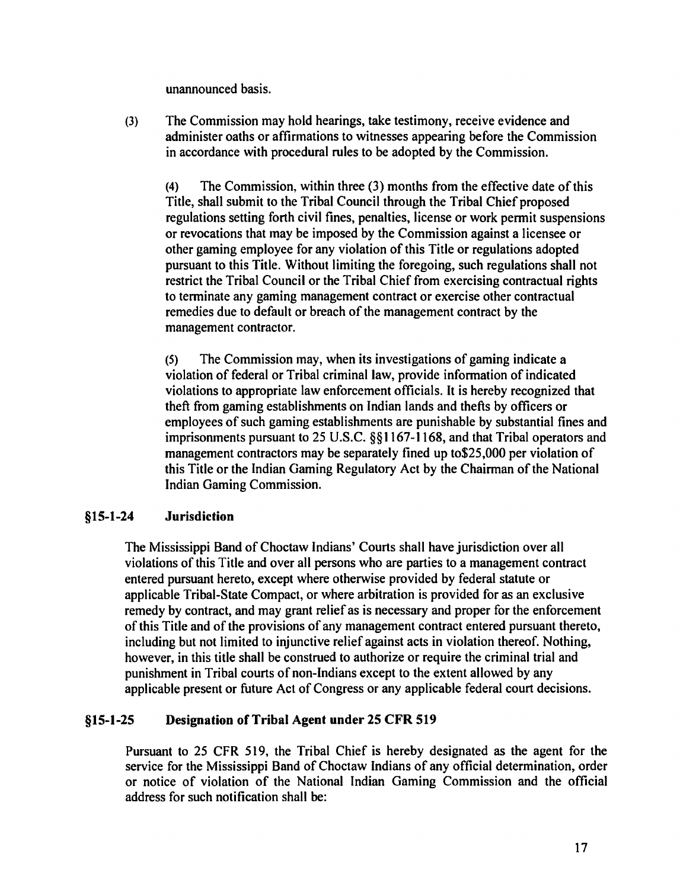unannounced basis.

(3) The Commission may hold hearings, take testimony, receive evidence and administer oaths or affirmations to witnesses appearing before the Commission in accordance with procedural rules to be adopted by the Commission.

(4) The Commission, within three (3) months from the effective date of this Title, shall submit to the Tribal Council through the Tribal Chief proposed regulations setting forth civil fines, penalties, license or work permit suspensions or revocations that may be imposed by the Commission against a licensee or other gaming employee for any violation of this Title or regulations adopted pursuant to this Title. Without limiting the foregoing, such regulations shall not restrict the Tribal Council or the Tribal Chief from exercising contractual rights to terminate any gaming management contract or exercise other contractual remedies due to default or breach of the management contract by the management contractor.

(5) The Commission may, when its investigations of gaming indicate a violation of federal or Tribal criminal law, provide information of indicated violations to appropriate law enforcement officials. It is hereby recognized that theft from gaming establishments on Indian lands and thefts by officers or employees of such gaming establishments are punishable by substantial fines and imprisonments pursuant to 25 U.S.C. §§1167-1168, and that Tribal operators and management contractors may be separately fined up to$25,000 per violation of this Title or the Indian Gaming Regulatory Act by the Chairman of the National Indian Gaming Commission.

### §15-1-24 Jurisdiction

The Mississippi Band of Choctaw Indians' Courts shall have jurisdiction over all violations of this Title and over all persons who are parties to a management contract entered pursuant hereto, except where otherwise provided by federal statute or applicable Tribal-State Compact, or where arbitration is provided for as an exclusive remedy by contract, and may grant relief as is necessary and proper for the enforcement of this Title and of the provisions of any management contract entered pursuant thereto, including but not limited to injunctive relief against acts in violation thereof. Nothing, however, in this title shall be construed to authorize or require the criminal trial and punishment in Tribal courts of non-Indians except to the extent allowed by any applicable present or future Act of Congress or any applicable federal court decisions.

### §15-1-25 Designation of Tribal Agent under 25 CFR 519

Pursuant to 25 CFR 519, the Tribal Chief is hereby designated as the agent for the service for the Mississippi Band of Choctaw Indians of any official determination, order or notice of violation of the National Indian Gaming Commission and the official address for such notification shall be: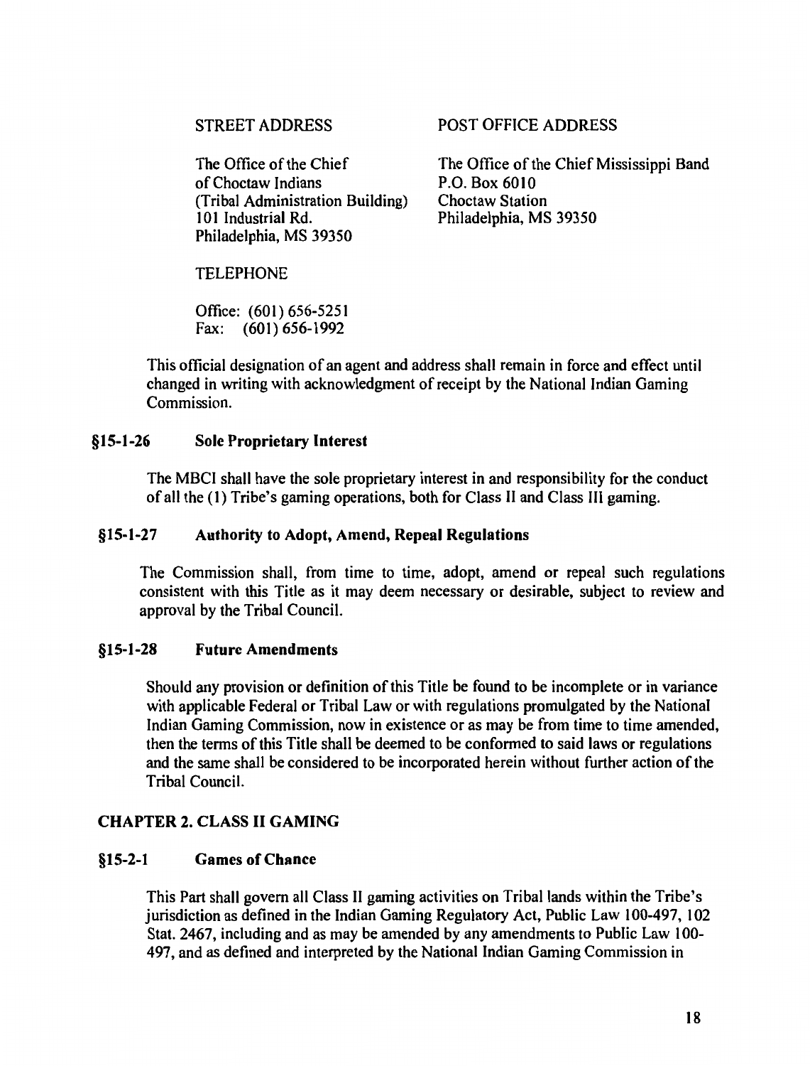| STREET ADDRESS | POST OFFICE ADDRESS |
|---|---|
| The Office of the Chief of Choctaw Indians (Tribal Administration Building) 101 Industrial Rd. Philadelphia, MS 39350 | The Office of the Chief Mississippi Band P.O. Box 6010 Choctaw Station Philadelphia, MS 39350 |

TELEPHONE

Office: (601) 656-5251
Fax: (601) 656-1992

This official designation of an agent and address shall remain in force and effect until changed in writing with acknowledgment of receipt by the National Indian Gaming Commission.

### §15-1-26 Sole Proprietary Interest

The MBCI shall have the sole proprietary interest in and responsibility for the conduct of all the (1) Tribe's gaming operations, both for Class II and Class III gaming.

### §15-1-27 Authority to Adopt, Amend, Repeal Regulations

The Commission shall, from time to time, adopt, amend or repeal such regulations consistent with this Title as it may deem necessary or desirable, subject to review and approval by the Tribal Council.

### §15-1-28 Future Amendments

Should any provision or definition of this Title be found to be incomplete or in variance with applicable Federal or Tribal Law or with regulations promulgated by the National Indian Gaming Commission, now in existence or as may be from time to time amended, then the terms of this Title shall be deemed to be conformed to said laws or regulations and the same shall be considered to be incorporated herein without further action of the Tribal Council.

## CHAPTER 2. CLASS II GAMING

### §15-2-1 Games of Chance

This Part shall govern all Class II gaming activities on Tribal lands within the Tribe's jurisdiction as defined in the Indian Gaming Regulatory Act, Public Law 100-497, 102 Stat. 2467, including and as may be amended by any amendments to Public Law 100-497, and as defined and interpreted by the National Indian Gaming Commission in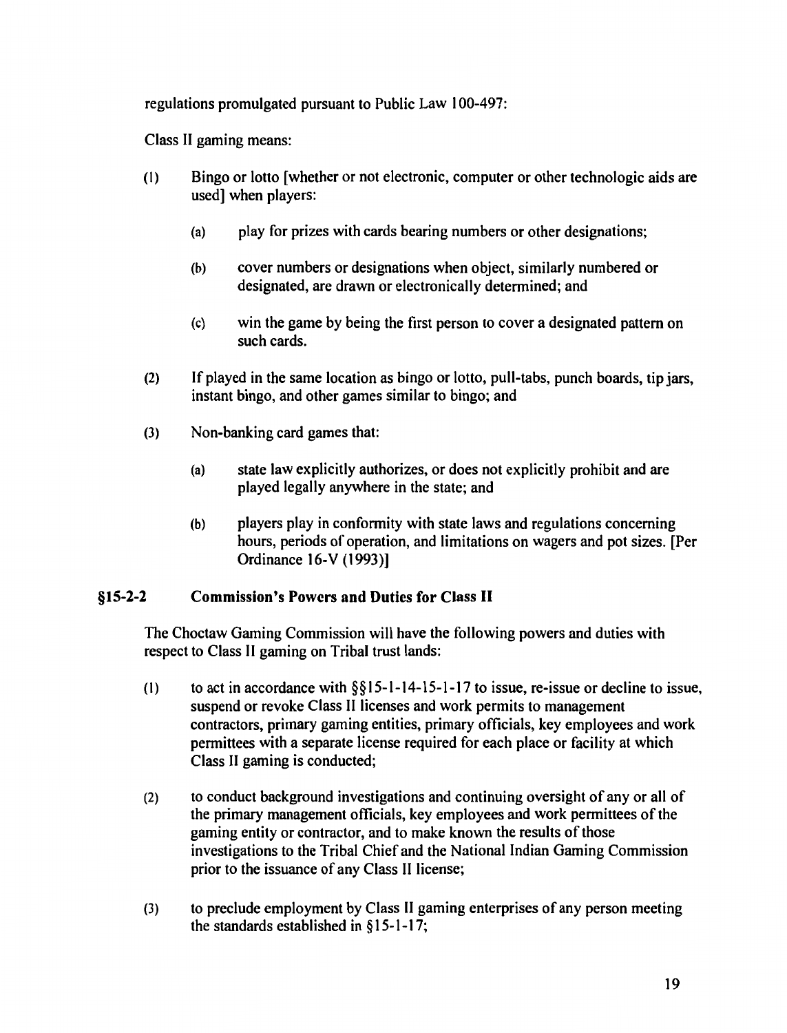regulations promulgated pursuant to Public Law 100-497:

Class II gaming means:

(1) Bingo or lotto [whether or not electronic, computer or other technologic aids are used] when players:

  (a) play for prizes with cards bearing numbers or other designations;

  (b) cover numbers or designations when object, similarly numbered or designated, are drawn or electronically determined; and

  (c) win the game by being the first person to cover a designated pattern on such cards.

(2) If played in the same location as bingo or lotto, pull-tabs, punch boards, tip jars, instant bingo, and other games similar to bingo; and

(3) Non-banking card games that:

  (a) state law explicitly authorizes, or does not explicitly prohibit and are played legally anywhere in the state; and

  (b) players play in conformity with state laws and regulations concerning hours, periods of operation, and limitations on wagers and pot sizes. [Per Ordinance 16-V (1993)]

## §15-2-2 Commission's Powers and Duties for Class II

The Choctaw Gaming Commission will have the following powers and duties with respect to Class II gaming on Tribal trust lands:

(1) to act in accordance with §§15-1-14-15-1-17 to issue, re-issue or decline to issue, suspend or revoke Class II licenses and work permits to management contractors, primary gaming entities, primary officials, key employees and work permittees with a separate license required for each place or facility at which Class II gaming is conducted;

(2) to conduct background investigations and continuing oversight of any or all of the primary management officials, key employees and work permittees of the gaming entity or contractor, and to make known the results of those investigations to the Tribal Chief and the National Indian Gaming Commission prior to the issuance of any Class II license;

(3) to preclude employment by Class II gaming enterprises of any person meeting the standards established in §15-1-17;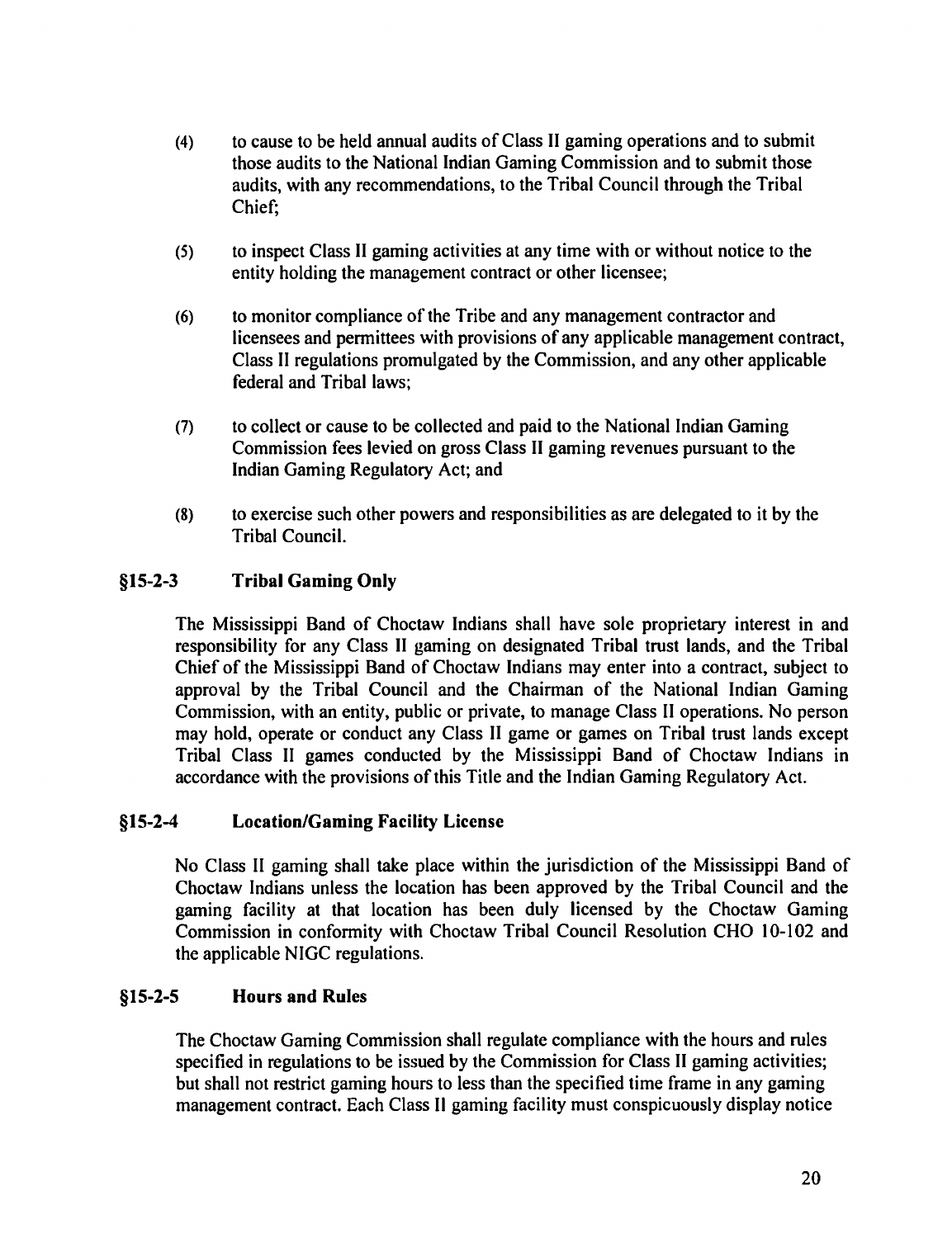(4) to cause to be held annual audits of Class II gaming operations and to submit those audits to the National Indian Gaming Commission and to submit those audits, with any recommendations, to the Tribal Council through the Tribal Chief;

(5) to inspect Class II gaming activities at any time with or without notice to the entity holding the management contract or other licensee;

(6) to monitor compliance of the Tribe and any management contractor and licensees and permittees with provisions of any applicable management contract, Class II regulations promulgated by the Commission, and any other applicable federal and Tribal laws;

(7) to collect or cause to be collected and paid to the National Indian Gaming Commission fees levied on gross Class II gaming revenues pursuant to the Indian Gaming Regulatory Act; and

(8) to exercise such other powers and responsibilities as are delegated to it by the Tribal Council.

### §15-2-3 Tribal Gaming Only

The Mississippi Band of Choctaw Indians shall have sole proprietary interest in and responsibility for any Class II gaming on designated Tribal trust lands, and the Tribal Chief of the Mississippi Band of Choctaw Indians may enter into a contract, subject to approval by the Tribal Council and the Chairman of the National Indian Gaming Commission, with an entity, public or private, to manage Class II operations. No person may hold, operate or conduct any Class II game or games on Tribal trust lands except Tribal Class II games conducted by the Mississippi Band of Choctaw Indians in accordance with the provisions of this Title and the Indian Gaming Regulatory Act.

### §15-2-4 Location/Gaming Facility License

No Class II gaming shall take place within the jurisdiction of the Mississippi Band of Choctaw Indians unless the location has been approved by the Tribal Council and the gaming facility at that location has been duly licensed by the Choctaw Gaming Commission in conformity with Choctaw Tribal Council Resolution CHO 10-102 and the applicable NIGC regulations.

### §15-2-5 Hours and Rules

The Choctaw Gaming Commission shall regulate compliance with the hours and rules specified in regulations to be issued by the Commission for Class II gaming activities; but shall not restrict gaming hours to less than the specified time frame in any gaming management contract. Each Class II gaming facility must conspicuously display notice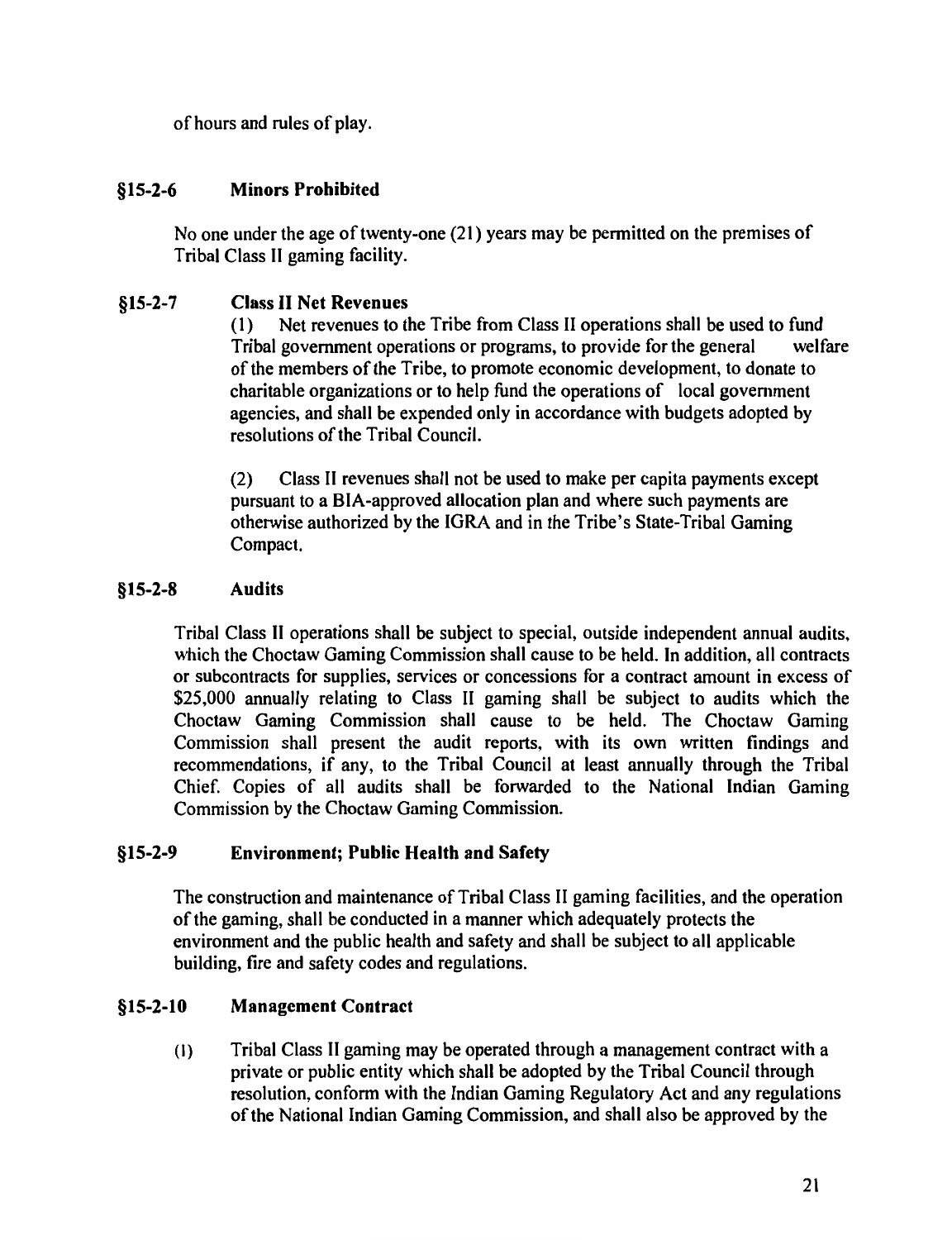of hours and rules of play.

### §15-2-6 Minors Prohibited

No one under the age of twenty-one (21) years may be permitted on the premises of Tribal Class II gaming facility.

### §15-2-7 Class II Net Revenues

(1) Net revenues to the Tribe from Class II operations shall be used to fund Tribal government operations or programs, to provide for the general welfare of the members of the Tribe, to promote economic development, to donate to charitable organizations or to help fund the operations of local government agencies, and shall be expended only in accordance with budgets adopted by resolutions of the Tribal Council.

(2) Class II revenues shall not be used to make per capita payments except pursuant to a BIA-approved allocation plan and where such payments are otherwise authorized by the IGRA and in the Tribe's State-Tribal Gaming Compact.

### §15-2-8 Audits

Tribal Class II operations shall be subject to special, outside independent annual audits, which the Choctaw Gaming Commission shall cause to be held. In addition, all contracts or subcontracts for supplies, services or concessions for a contract amount in excess of $25,000 annually relating to Class II gaming shall be subject to audits which the Choctaw Gaming Commission shall cause to be held. The Choctaw Gaming Commission shall present the audit reports, with its own written findings and recommendations, if any, to the Tribal Council at least annually through the Tribal Chief. Copies of all audits shall be forwarded to the National Indian Gaming Commission by the Choctaw Gaming Commission.

### §15-2-9 Environment; Public Health and Safety

The construction and maintenance of Tribal Class II gaming facilities, and the operation of the gaming, shall be conducted in a manner which adequately protects the environment and the public health and safety and shall be subject to all applicable building, fire and safety codes and regulations.

### §15-2-10 Management Contract

(1) Tribal Class II gaming may be operated through a management contract with a private or public entity which shall be adopted by the Tribal Council through resolution, conform with the Indian Gaming Regulatory Act and any regulations of the National Indian Gaming Commission, and shall also be approved by the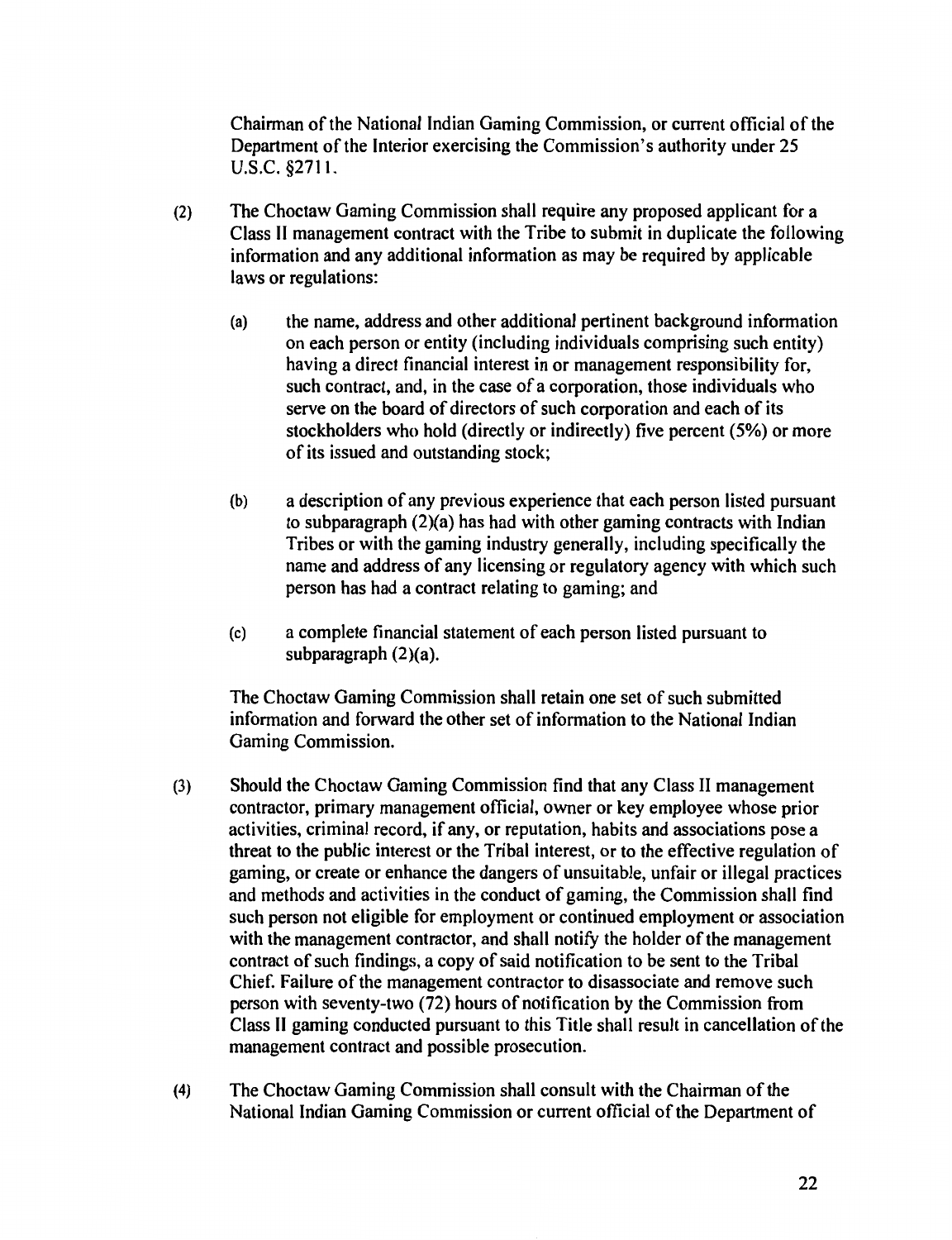Chairman of the National Indian Gaming Commission, or current official of the Department of the Interior exercising the Commission's authority under 25 U.S.C. §2711.

(2) The Choctaw Gaming Commission shall require any proposed applicant for a Class II management contract with the Tribe to submit in duplicate the following information and any additional information as may be required by applicable laws or regulations:

   (a) the name, address and other additional pertinent background information on each person or entity (including individuals comprising such entity) having a direct financial interest in or management responsibility for, such contract, and, in the case of a corporation, those individuals who serve on the board of directors of such corporation and each of its stockholders who hold (directly or indirectly) five percent (5%) or more of its issued and outstanding stock;

   (b) a description of any previous experience that each person listed pursuant to subparagraph (2)(a) has had with other gaming contracts with Indian Tribes or with the gaming industry generally, including specifically the name and address of any licensing or regulatory agency with which such person has had a contract relating to gaming; and

   (c) a complete financial statement of each person listed pursuant to subparagraph (2)(a).

   The Choctaw Gaming Commission shall retain one set of such submitted information and forward the other set of information to the National Indian Gaming Commission.

(3) Should the Choctaw Gaming Commission find that any Class II management contractor, primary management official, owner or key employee whose prior activities, criminal record, if any, or reputation, habits and associations pose a threat to the public interest or the Tribal interest, or to the effective regulation of gaming, or create or enhance the dangers of unsuitable, unfair or illegal practices and methods and activities in the conduct of gaming, the Commission shall find such person not eligible for employment or continued employment or association with the management contractor, and shall notify the holder of the management contract of such findings, a copy of said notification to be sent to the Tribal Chief. Failure of the management contractor to disassociate and remove such person with seventy-two (72) hours of notification by the Commission from Class II gaming conducted pursuant to this Title shall result in cancellation of the management contract and possible prosecution.

(4) The Choctaw Gaming Commission shall consult with the Chairman of the National Indian Gaming Commission or current official of the Department of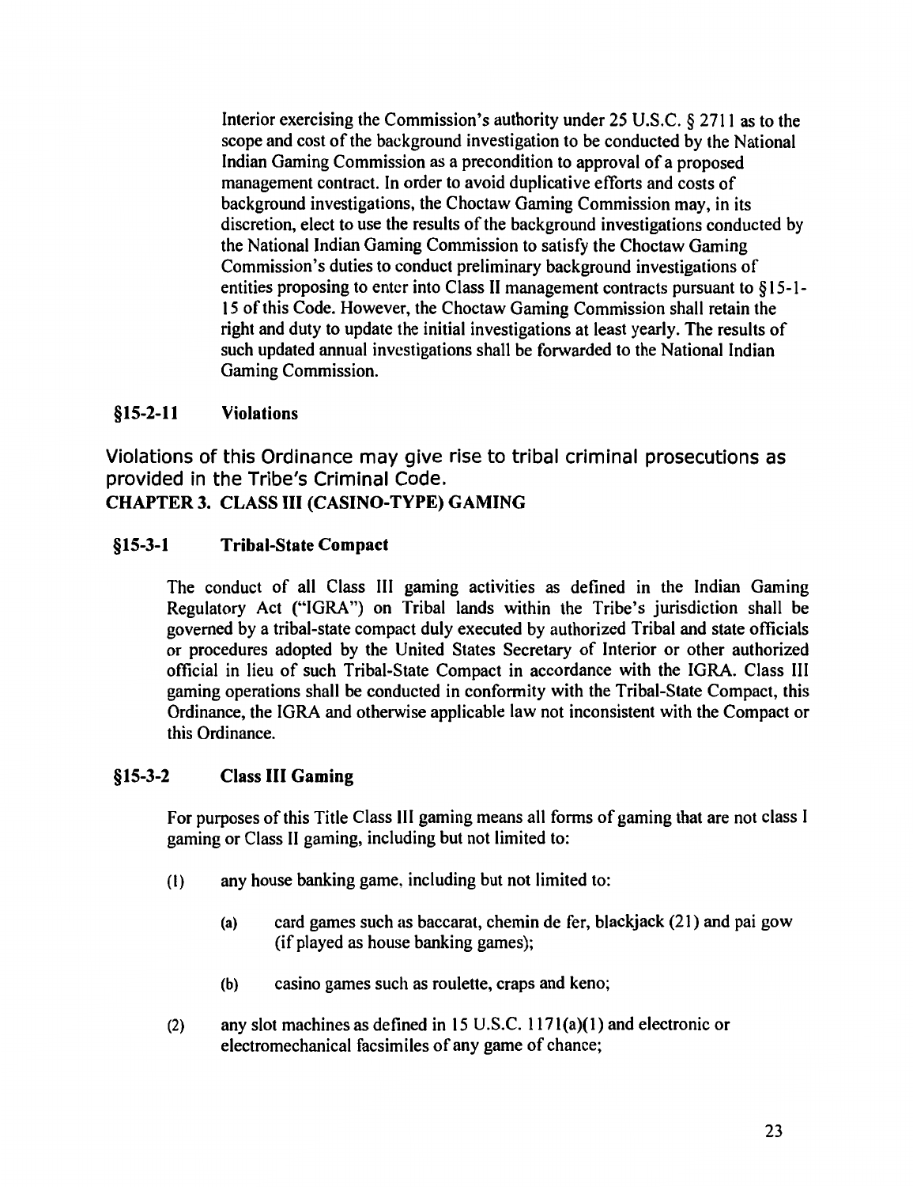Interior exercising the Commission's authority under 25 U.S.C. § 2711 as to the scope and cost of the background investigation to be conducted by the National Indian Gaming Commission as a precondition to approval of a proposed management contract. In order to avoid duplicative efforts and costs of background investigations, the Choctaw Gaming Commission may, in its discretion, elect to use the results of the background investigations conducted by the National Indian Gaming Commission to satisfy the Choctaw Gaming Commission's duties to conduct preliminary background investigations of entities proposing to enter into Class II management contracts pursuant to §15-1-15 of this Code. However, the Choctaw Gaming Commission shall retain the right and duty to update the initial investigations at least yearly. The results of such updated annual investigations shall be forwarded to the National Indian Gaming Commission.

### §15-2-11 Violations

Violations of this Ordinance may give rise to tribal criminal prosecutions as provided in the Tribe's Criminal Code.

## CHAPTER 3. CLASS III (CASINO-TYPE) GAMING

### §15-3-1 Tribal-State Compact

The conduct of all Class III gaming activities as defined in the Indian Gaming Regulatory Act ("IGRA") on Tribal lands within the Tribe's jurisdiction shall be governed by a tribal-state compact duly executed by authorized Tribal and state officials or procedures adopted by the United States Secretary of Interior or other authorized official in lieu of such Tribal-State Compact in accordance with the IGRA. Class III gaming operations shall be conducted in conformity with the Tribal-State Compact, this Ordinance, the IGRA and otherwise applicable law not inconsistent with the Compact or this Ordinance.

### §15-3-2 Class III Gaming

For purposes of this Title Class III gaming means all forms of gaming that are not class I gaming or Class II gaming, including but not limited to:

(1) any house banking game, including but not limited to:

(a) card games such as baccarat, chemin de fer, blackjack (21) and pai gow (if played as house banking games);

(b) casino games such as roulette, craps and keno;

(2) any slot machines as defined in 15 U.S.C. 1171(a)(1) and electronic or electromechanical facsimiles of any game of chance;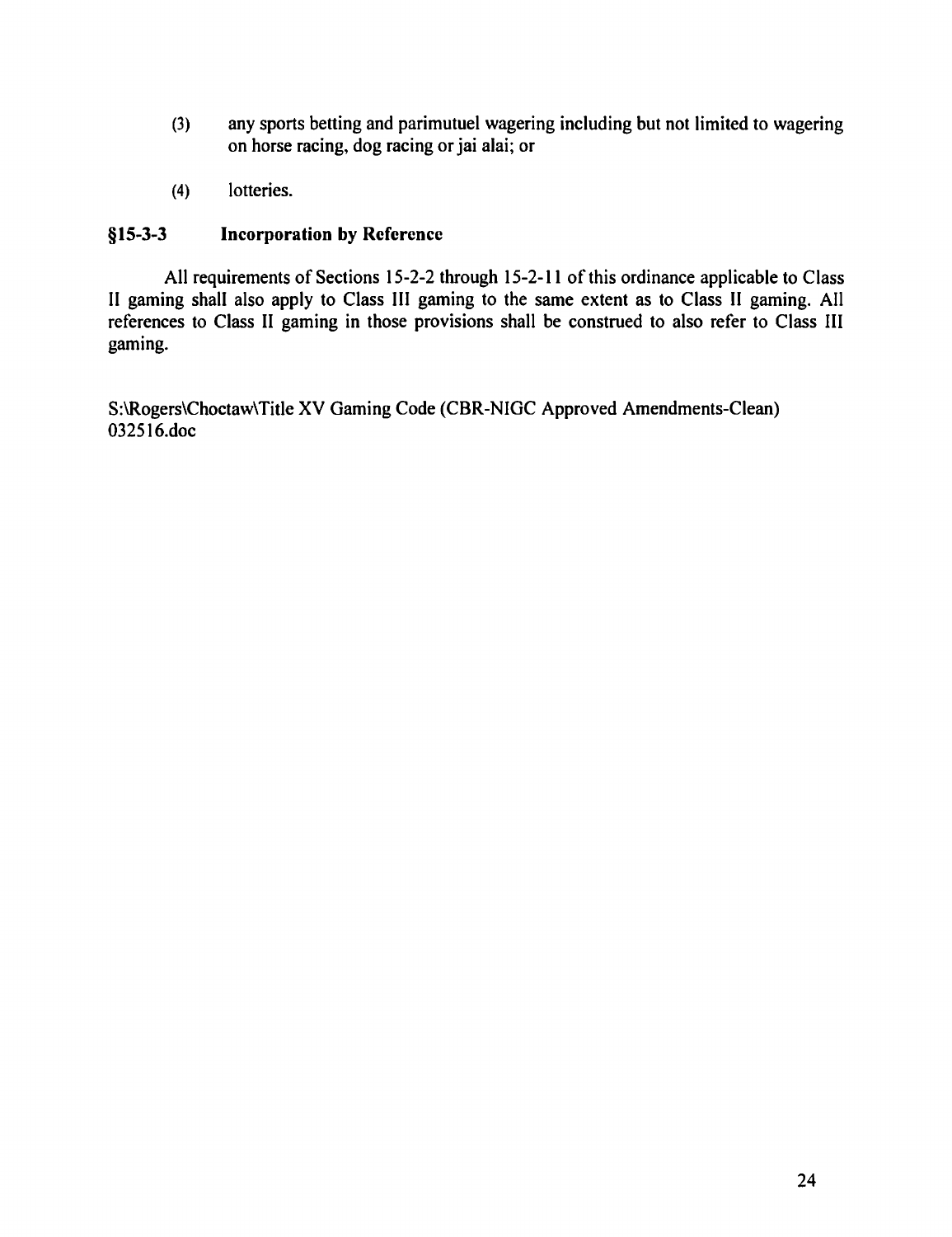(3) any sports betting and parimutuel wagering including but not limited to wagering on horse racing, dog racing or jai alai; or

(4) lotteries.

### §15-3-3 Incorporation by Reference

All requirements of Sections 15-2-2 through 15-2-11 of this ordinance applicable to Class II gaming shall also apply to Class III gaming to the same extent as to Class II gaming. All references to Class II gaming in those provisions shall be construed to also refer to Class III gaming.

S:\Rogers\Choctaw\Title XV Gaming Code (CBR-NIGC Approved Amendments-Clean) 032516.doc